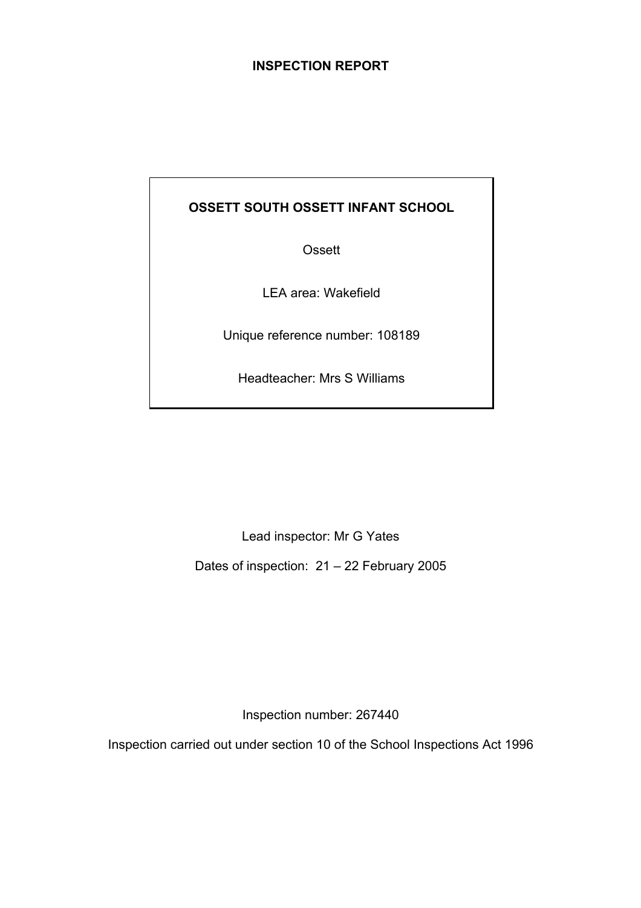# INSPECTION REPORT

**OSSETT SOUTH OSSETT INFANT SCHOOL**

Ossett

LEA area: Wakefield

Unique reference number: 108189

Headteacher: Mrs S Williams

Lead inspector: Mr G Yates

Dates of inspection: 21 – 22 February 2005

Inspection number: 267440

Inspection carried out under section 10 of the School Inspections Act 1996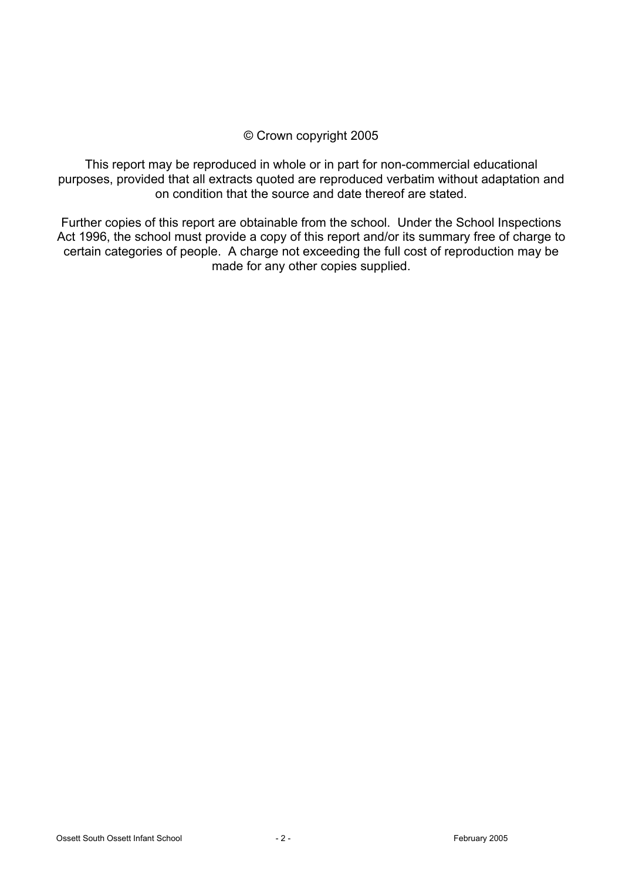© Crown copyright 2005

This report may be reproduced in whole or in part for non-commercial educational purposes, provided that all extracts quoted are reproduced verbatim without adaptation and on condition that the source and date thereof are stated.

Further copies of this report are obtainable from the school. Under the School Inspections Act 1996, the school must provide a copy of this report and/or its summary free of charge to certain categories of people. A charge not exceeding the full cost of reproduction may be made for any other copies supplied.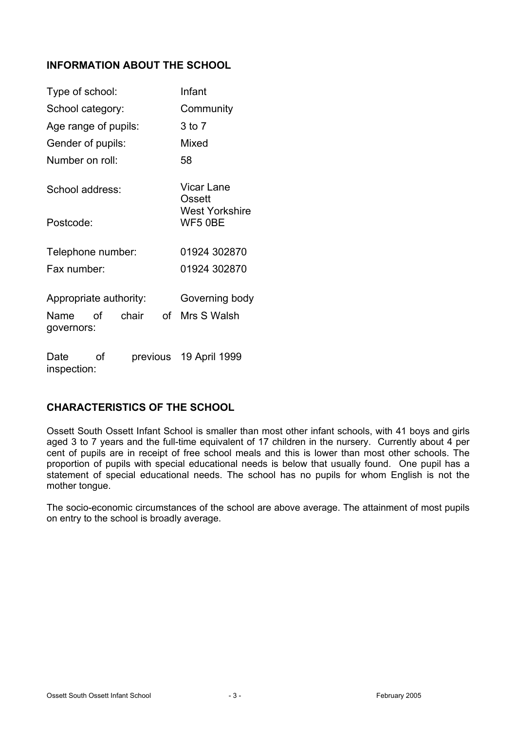## INFORMATION ABOUT THE SCHOOL

| | |
|---|---|
| Type of school: | Infant |
| School category: | Community |
| Age range of pupils: | 3 to 7 |
| Gender of pupils: | Mixed |
| Number on roll: | 58 |
| School address: | Vicar Lane<br>Ossett<br>West Yorkshire |
| Postcode: | WF5 0BE |
| Telephone number: | 01924 302870 |
| Fax number: | 01924 302870 |
| Appropriate authority: | Governing body |
| Name of chair of governors: | Mrs S Walsh |
| Date of previous inspection: | 19 April 1999 |

## CHARACTERISTICS OF THE SCHOOL

Ossett South Ossett Infant School is smaller than most other infant schools, with 41 boys and girls aged 3 to 7 years and the full-time equivalent of 17 children in the nursery. Currently about 4 per cent of pupils are in receipt of free school meals and this is lower than most other schools. The proportion of pupils with special educational needs is below that usually found. One pupil has a statement of special educational needs. The school has no pupils for whom English is not the mother tongue.

The socio-economic circumstances of the school are above average. The attainment of most pupils on entry to the school is broadly average.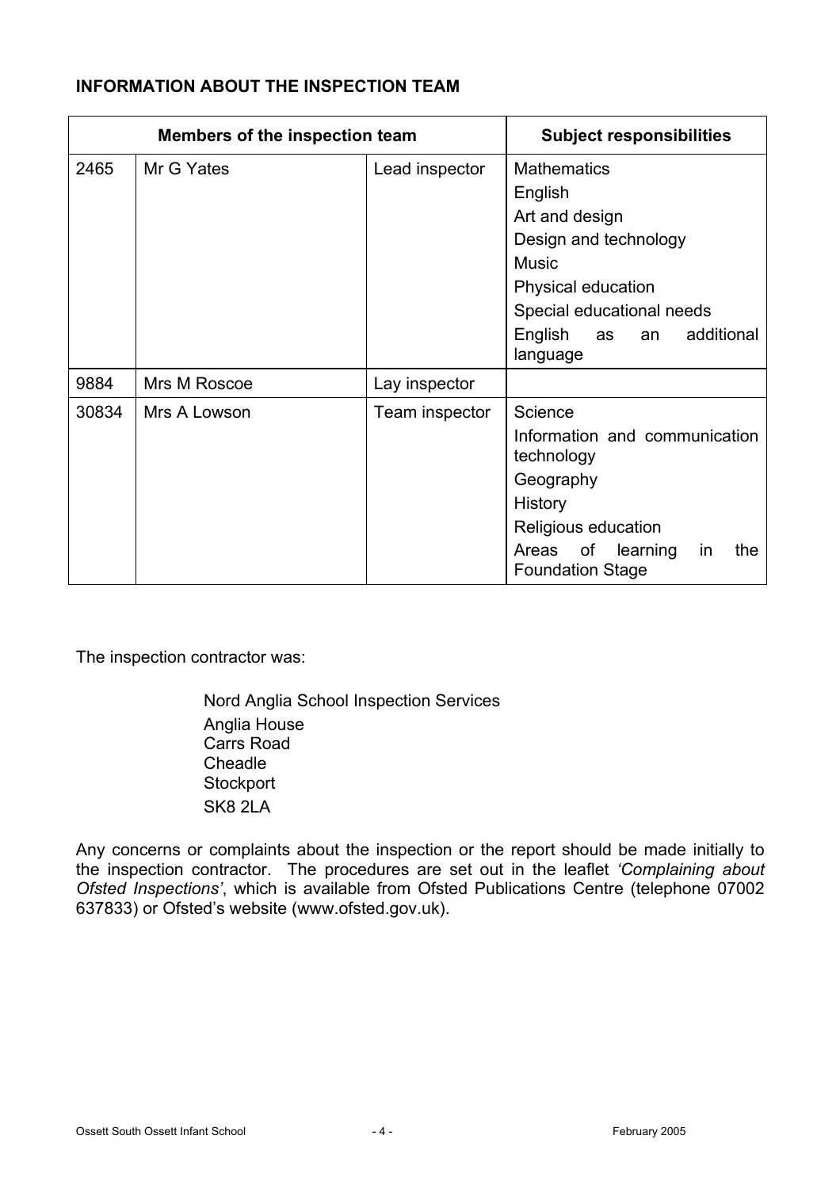## INFORMATION ABOUT THE INSPECTION TEAM

| Members of the inspection team | | | Subject responsibilities |
|---|---|---|---|
| 2465 | Mr G Yates | Lead inspector | Mathematics<br>English<br>Art and design<br>Design and technology<br>Music<br>Physical education<br>Special educational needs<br>English as an additional language |
| 9884 | Mrs M Roscoe | Lay inspector | |
| 30834 | Mrs A Lowson | Team inspector | Science<br>Information and communication technology<br>Geography<br>History<br>Religious education<br>Areas of learning in the Foundation Stage |

The inspection contractor was:

Nord Anglia School Inspection Services
Anglia House
Carrs Road
Cheadle
Stockport
SK8 2LA

Any concerns or complaints about the inspection or the report should be made initially to the inspection contractor. The procedures are set out in the leaflet *'Complaining about Ofsted Inspections'*, which is available from Ofsted Publications Centre (telephone 07002 637833) or Ofsted's website (www.ofsted.gov.uk).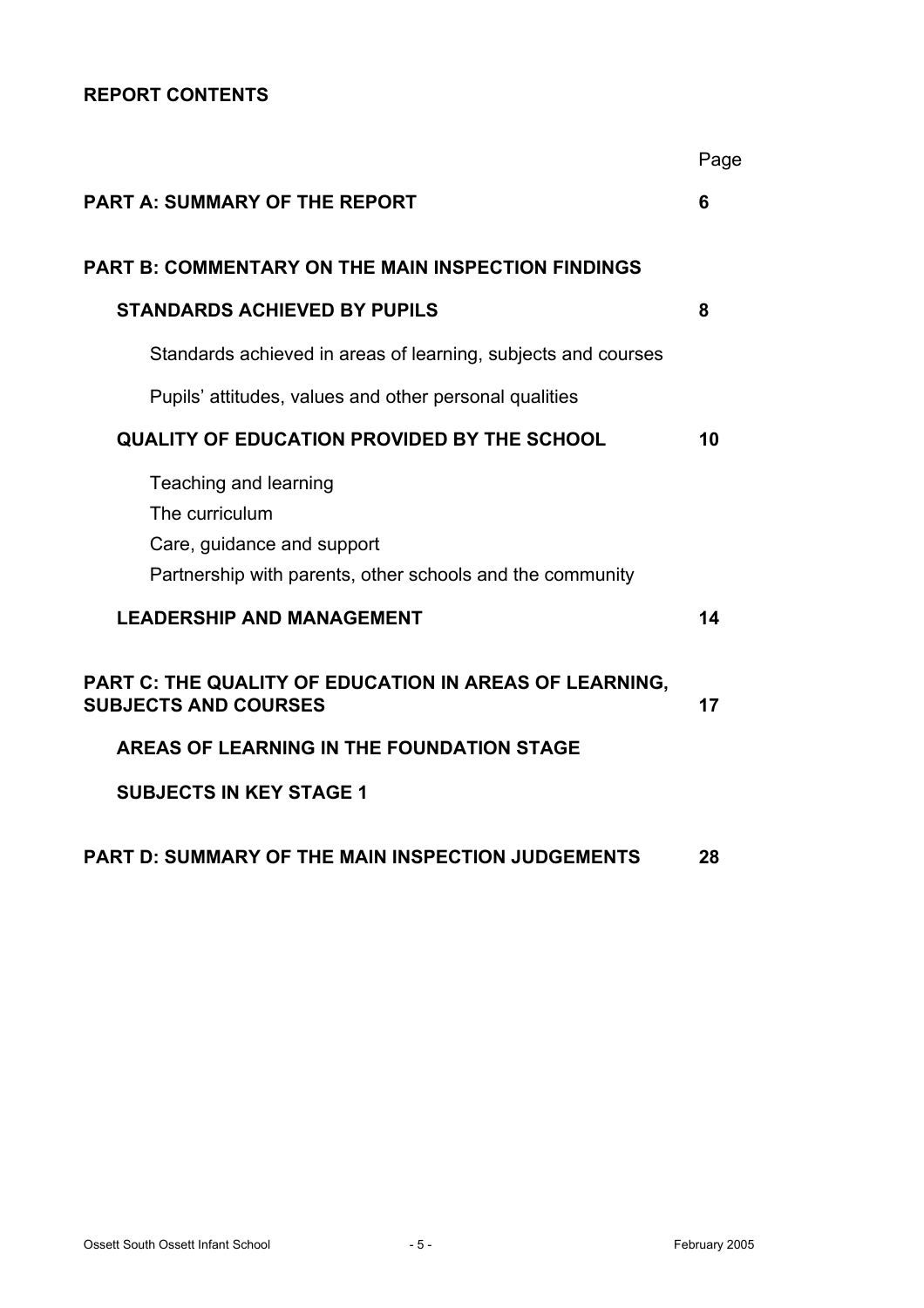**REPORT CONTENTS**

| | Page |
|---|---|
| **PART A: SUMMARY OF THE REPORT** | **6** |
| **PART B: COMMENTARY ON THE MAIN INSPECTION FINDINGS** | |
| **STANDARDS ACHIEVED BY PUPILS** | **8** |
| Standards achieved in areas of learning, subjects and courses | |
| Pupils' attitudes, values and other personal qualities | |
| **QUALITY OF EDUCATION PROVIDED BY THE SCHOOL** | **10** |
| Teaching and learning<br>The curriculum<br>Care, guidance and support<br>Partnership with parents, other schools and the community | |
| **LEADERSHIP AND MANAGEMENT** | **14** |
| **PART C: THE QUALITY OF EDUCATION IN AREAS OF LEARNING, SUBJECTS AND COURSES** | **17** |
| **AREAS OF LEARNING IN THE FOUNDATION STAGE** | |
| **SUBJECTS IN KEY STAGE 1** | |
| **PART D: SUMMARY OF THE MAIN INSPECTION JUDGEMENTS** | **28** |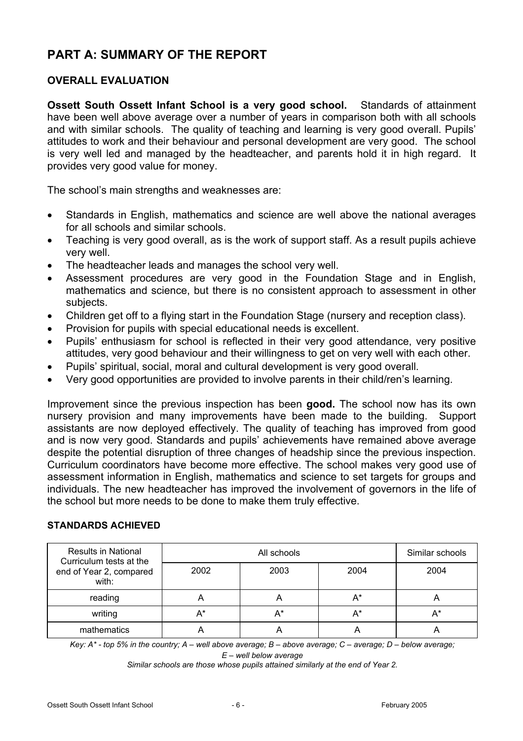# PART A: SUMMARY OF THE REPORT

## OVERALL EVALUATION

**Ossett South Ossett Infant School is a very good school.** Standards of attainment have been well above average over a number of years in comparison both with all schools and with similar schools. The quality of teaching and learning is very good overall. Pupils' attitudes to work and their behaviour and personal development are very good. The school is very well led and managed by the headteacher, and parents hold it in high regard. It provides very good value for money.

The school's main strengths and weaknesses are:

- Standards in English, mathematics and science are well above the national averages for all schools and similar schools.
- Teaching is very good overall, as is the work of support staff. As a result pupils achieve very well.
- The headteacher leads and manages the school very well.
- Assessment procedures are very good in the Foundation Stage and in English, mathematics and science, but there is no consistent approach to assessment in other subjects.
- Children get off to a flying start in the Foundation Stage (nursery and reception class).
- Provision for pupils with special educational needs is excellent.
- Pupils' enthusiasm for school is reflected in their very good attendance, very positive attitudes, very good behaviour and their willingness to get on very well with each other.
- Pupils' spiritual, social, moral and cultural development is very good overall.
- Very good opportunities are provided to involve parents in their child/ren's learning.

Improvement since the previous inspection has been **good.** The school now has its own nursery provision and many improvements have been made to the building. Support assistants are now deployed effectively. The quality of teaching has improved from good and is now very good. Standards and pupils' achievements have remained above average despite the potential disruption of three changes of headship since the previous inspection. Curriculum coordinators have become more effective. The school makes very good use of assessment information in English, mathematics and science to set targets for groups and individuals. The new headteacher has improved the involvement of governors in the life of the school but more needs to be done to make them truly effective.

## STANDARDS ACHIEVED

| Results in National Curriculum tests at the end of Year 2, compared with: | All schools | | | Similar schools |
|---|---|---|---|---|
| | 2002 | 2003 | 2004 | 2004 |
| reading | A | A | A* | A |
| writing | A* | A* | A* | A* |
| mathematics | A | A | A | A |

*Key: A* - top 5% in the country; A – well above average; B – above average; C – average; D – below average; E – well below average*

*Similar schools are those whose pupils attained similarly at the end of Year 2.*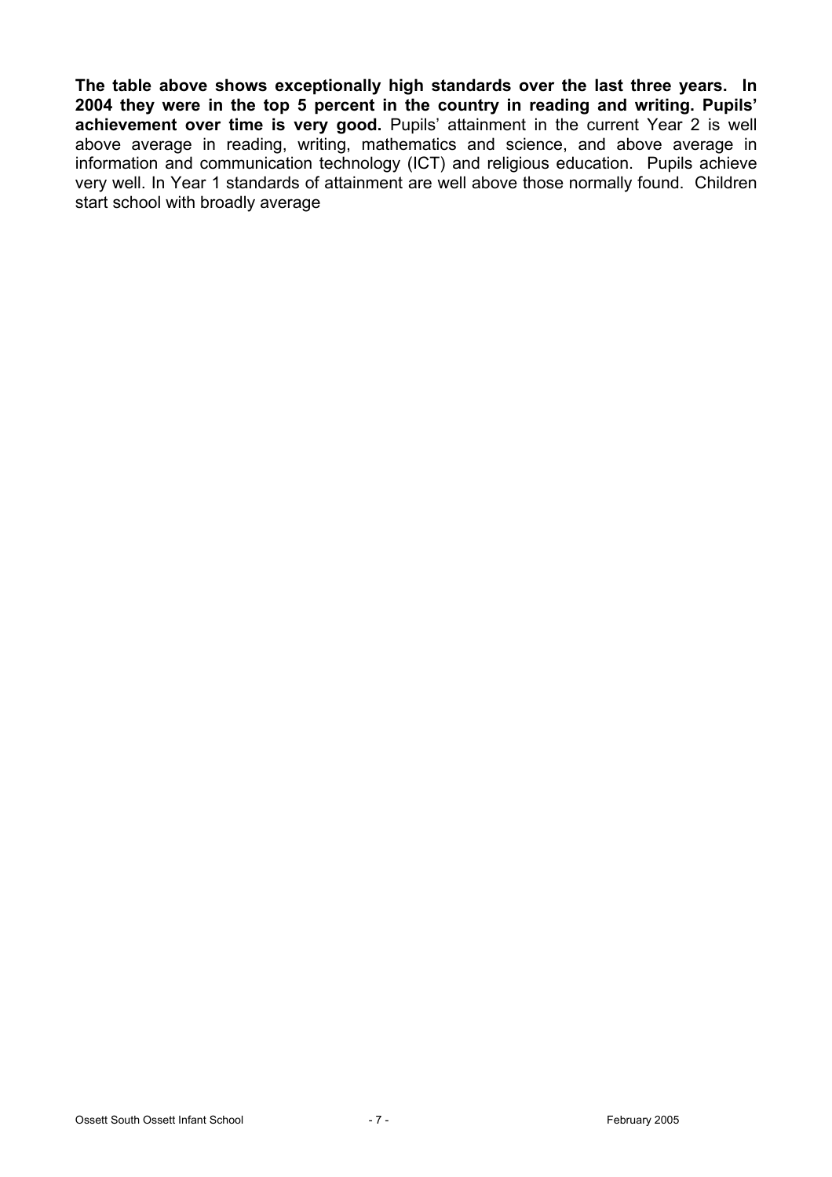**The table above shows exceptionally high standards over the last three years. In 2004 they were in the top 5 percent in the country in reading and writing. Pupils' achievement over time is very good.** Pupils' attainment in the current Year 2 is well above average in reading, writing, mathematics and science, and above average in information and communication technology (ICT) and religious education. Pupils achieve very well. In Year 1 standards of attainment are well above those normally found. Children start school with broadly average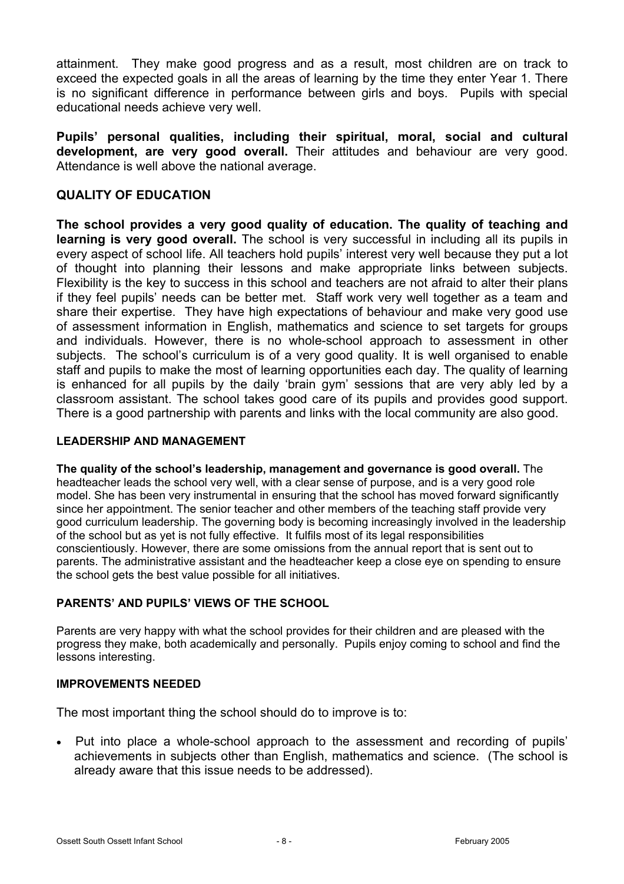attainment. They make good progress and as a result, most children are on track to exceed the expected goals in all the areas of learning by the time they enter Year 1. There is no significant difference in performance between girls and boys. Pupils with special educational needs achieve very well.

**Pupils' personal qualities, including their spiritual, moral, social and cultural development, are very good overall.** Their attitudes and behaviour are very good. Attendance is well above the national average.

## QUALITY OF EDUCATION

**The school provides a very good quality of education. The quality of teaching and learning is very good overall.** The school is very successful in including all its pupils in every aspect of school life. All teachers hold pupils' interest very well because they put a lot of thought into planning their lessons and make appropriate links between subjects. Flexibility is the key to success in this school and teachers are not afraid to alter their plans if they feel pupils' needs can be better met. Staff work very well together as a team and share their expertise. They have high expectations of behaviour and make very good use of assessment information in English, mathematics and science to set targets for groups and individuals. However, there is no whole-school approach to assessment in other subjects. The school's curriculum is of a very good quality. It is well organised to enable staff and pupils to make the most of learning opportunities each day. The quality of learning is enhanced for all pupils by the daily 'brain gym' sessions that are very ably led by a classroom assistant. The school takes good care of its pupils and provides good support. There is a good partnership with parents and links with the local community are also good.

### LEADERSHIP AND MANAGEMENT

**The quality of the school's leadership, management and governance is good overall.** The headteacher leads the school very well, with a clear sense of purpose, and is a very good role model. She has been very instrumental in ensuring that the school has moved forward significantly since her appointment. The senior teacher and other members of the teaching staff provide very good curriculum leadership. The governing body is becoming increasingly involved in the leadership of the school but as yet is not fully effective. It fulfils most of its legal responsibilities conscientiously. However, there are some omissions from the annual report that is sent out to parents. The administrative assistant and the headteacher keep a close eye on spending to ensure the school gets the best value possible for all initiatives.

### PARENTS' AND PUPILS' VIEWS OF THE SCHOOL

Parents are very happy with what the school provides for their children and are pleased with the progress they make, both academically and personally. Pupils enjoy coming to school and find the lessons interesting.

### IMPROVEMENTS NEEDED

The most important thing the school should do to improve is to:

- Put into place a whole-school approach to the assessment and recording of pupils' achievements in subjects other than English, mathematics and science. (The school is already aware that this issue needs to be addressed).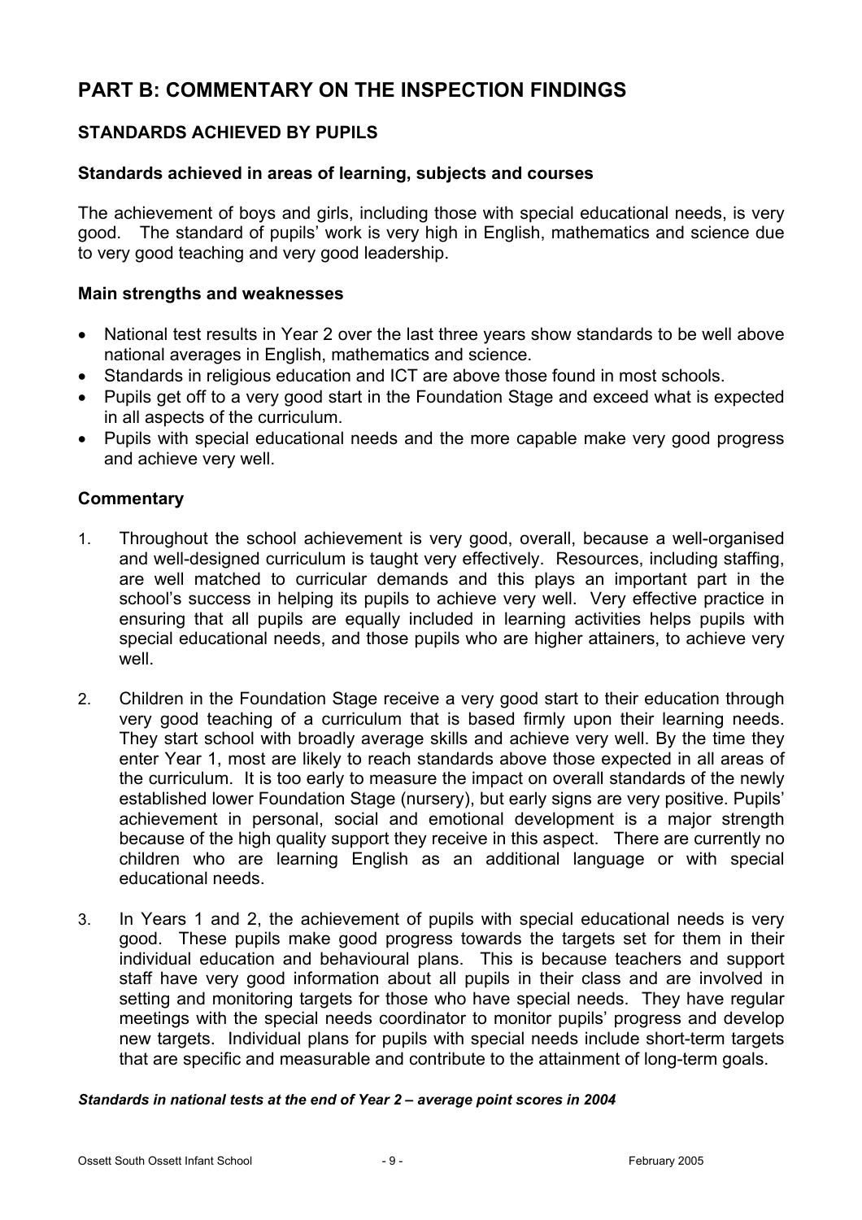# PART B: COMMENTARY ON THE INSPECTION FINDINGS

## STANDARDS ACHIEVED BY PUPILS

### Standards achieved in areas of learning, subjects and courses

The achievement of boys and girls, including those with special educational needs, is very good. The standard of pupils' work is very high in English, mathematics and science due to very good teaching and very good leadership.

### Main strengths and weaknesses

- National test results in Year 2 over the last three years show standards to be well above national averages in English, mathematics and science.
- Standards in religious education and ICT are above those found in most schools.
- Pupils get off to a very good start in the Foundation Stage and exceed what is expected in all aspects of the curriculum.
- Pupils with special educational needs and the more capable make very good progress and achieve very well.

### Commentary

1. Throughout the school achievement is very good, overall, because a well-organised and well-designed curriculum is taught very effectively. Resources, including staffing, are well matched to curricular demands and this plays an important part in the school's success in helping its pupils to achieve very well. Very effective practice in ensuring that all pupils are equally included in learning activities helps pupils with special educational needs, and those pupils who are higher attainers, to achieve very well.

2. Children in the Foundation Stage receive a very good start to their education through very good teaching of a curriculum that is based firmly upon their learning needs. They start school with broadly average skills and achieve very well. By the time they enter Year 1, most are likely to reach standards above those expected in all areas of the curriculum. It is too early to measure the impact on overall standards of the newly established lower Foundation Stage (nursery), but early signs are very positive. Pupils' achievement in personal, social and emotional development is a major strength because of the high quality support they receive in this aspect. There are currently no children who are learning English as an additional language or with special educational needs.

3. In Years 1 and 2, the achievement of pupils with special educational needs is very good. These pupils make good progress towards the targets set for them in their individual education and behavioural plans. This is because teachers and support staff have very good information about all pupils in their class and are involved in setting and monitoring targets for those who have special needs. They have regular meetings with the special needs coordinator to monitor pupils' progress and develop new targets. Individual plans for pupils with special needs include short-term targets that are specific and measurable and contribute to the attainment of long-term goals.

***Standards in national tests at the end of Year 2 – average point scores in 2004***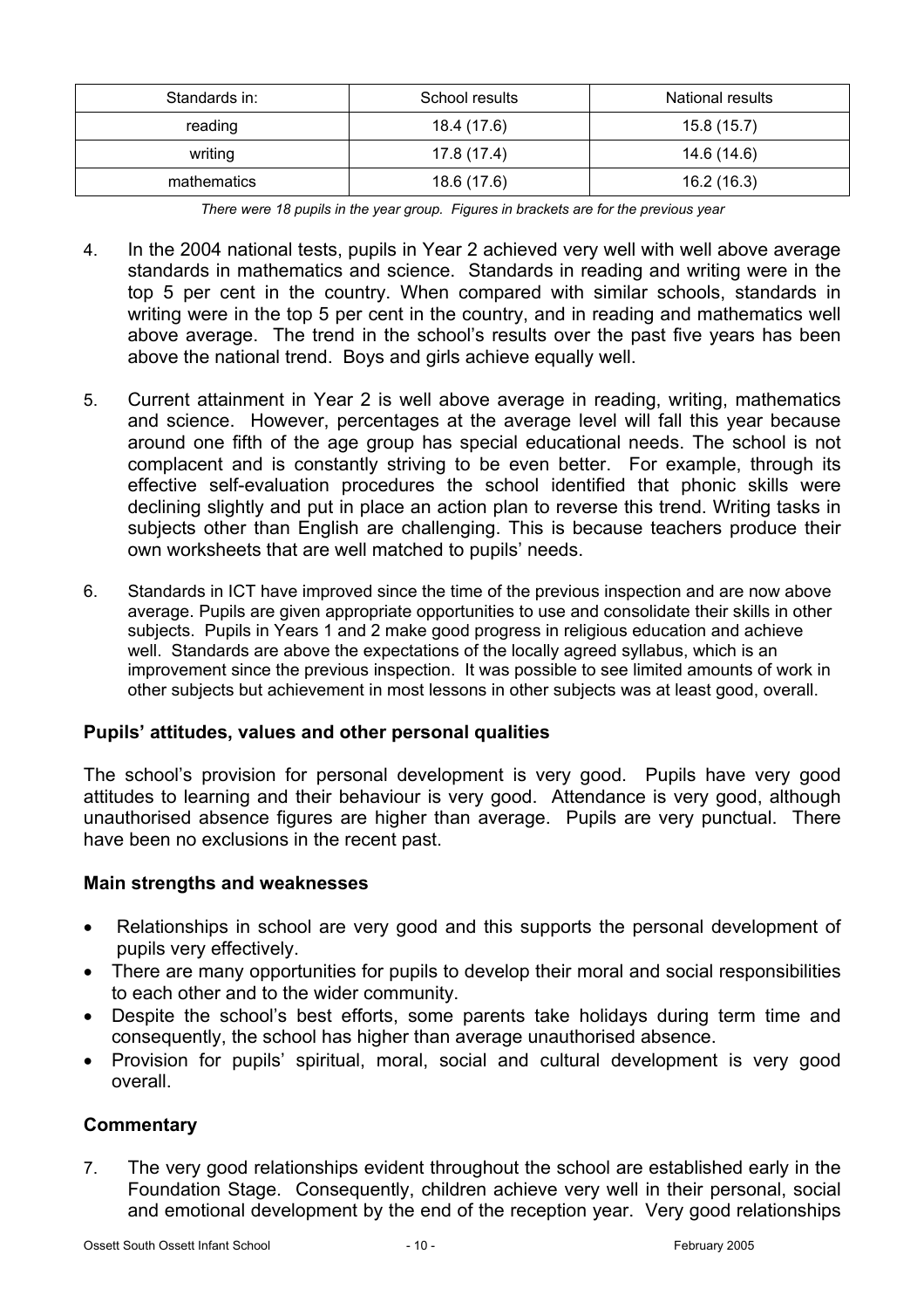| Standards in: | School results | National results |
|---|---|---|
| reading | 18.4 (17.6) | 15.8 (15.7) |
| writing | 17.8 (17.4) | 14.6 (14.6) |
| mathematics | 18.6 (17.6) | 16.2 (16.3) |

*There were 18 pupils in the year group. Figures in brackets are for the previous year*

4. In the 2004 national tests, pupils in Year 2 achieved very well with well above average standards in mathematics and science. Standards in reading and writing were in the top 5 per cent in the country. When compared with similar schools, standards in writing were in the top 5 per cent in the country, and in reading and mathematics well above average. The trend in the school's results over the past five years has been above the national trend. Boys and girls achieve equally well.

5. Current attainment in Year 2 is well above average in reading, writing, mathematics and science. However, percentages at the average level will fall this year because around one fifth of the age group has special educational needs. The school is not complacent and is constantly striving to be even better. For example, through its effective self-evaluation procedures the school identified that phonic skills were declining slightly and put in place an action plan to reverse this trend. Writing tasks in subjects other than English are challenging. This is because teachers produce their own worksheets that are well matched to pupils' needs.

6. Standards in ICT have improved since the time of the previous inspection and are now above average. Pupils are given appropriate opportunities to use and consolidate their skills in other subjects. Pupils in Years 1 and 2 make good progress in religious education and achieve well. Standards are above the expectations of the locally agreed syllabus, which is an improvement since the previous inspection. It was possible to see limited amounts of work in other subjects but achievement in most lessons in other subjects was at least good, overall.

### Pupils' attitudes, values and other personal qualities

The school's provision for personal development is very good. Pupils have very good attitudes to learning and their behaviour is very good. Attendance is very good, although unauthorised absence figures are higher than average. Pupils are very punctual. There have been no exclusions in the recent past.

### Main strengths and weaknesses

- Relationships in school are very good and this supports the personal development of pupils very effectively.
- There are many opportunities for pupils to develop their moral and social responsibilities to each other and to the wider community.
- Despite the school's best efforts, some parents take holidays during term time and consequently, the school has higher than average unauthorised absence.
- Provision for pupils' spiritual, moral, social and cultural development is very good overall.

### Commentary

7. The very good relationships evident throughout the school are established early in the Foundation Stage. Consequently, children achieve very well in their personal, social and emotional development by the end of the reception year. Very good relationships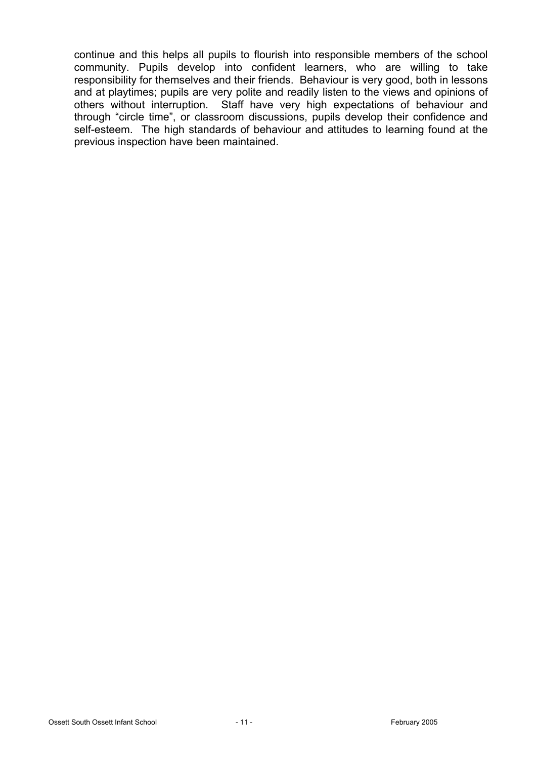continue and this helps all pupils to flourish into responsible members of the school community. Pupils develop into confident learners, who are willing to take responsibility for themselves and their friends. Behaviour is very good, both in lessons and at playtimes; pupils are very polite and readily listen to the views and opinions of others without interruption. Staff have very high expectations of behaviour and through "circle time", or classroom discussions, pupils develop their confidence and self-esteem. The high standards of behaviour and attitudes to learning found at the previous inspection have been maintained.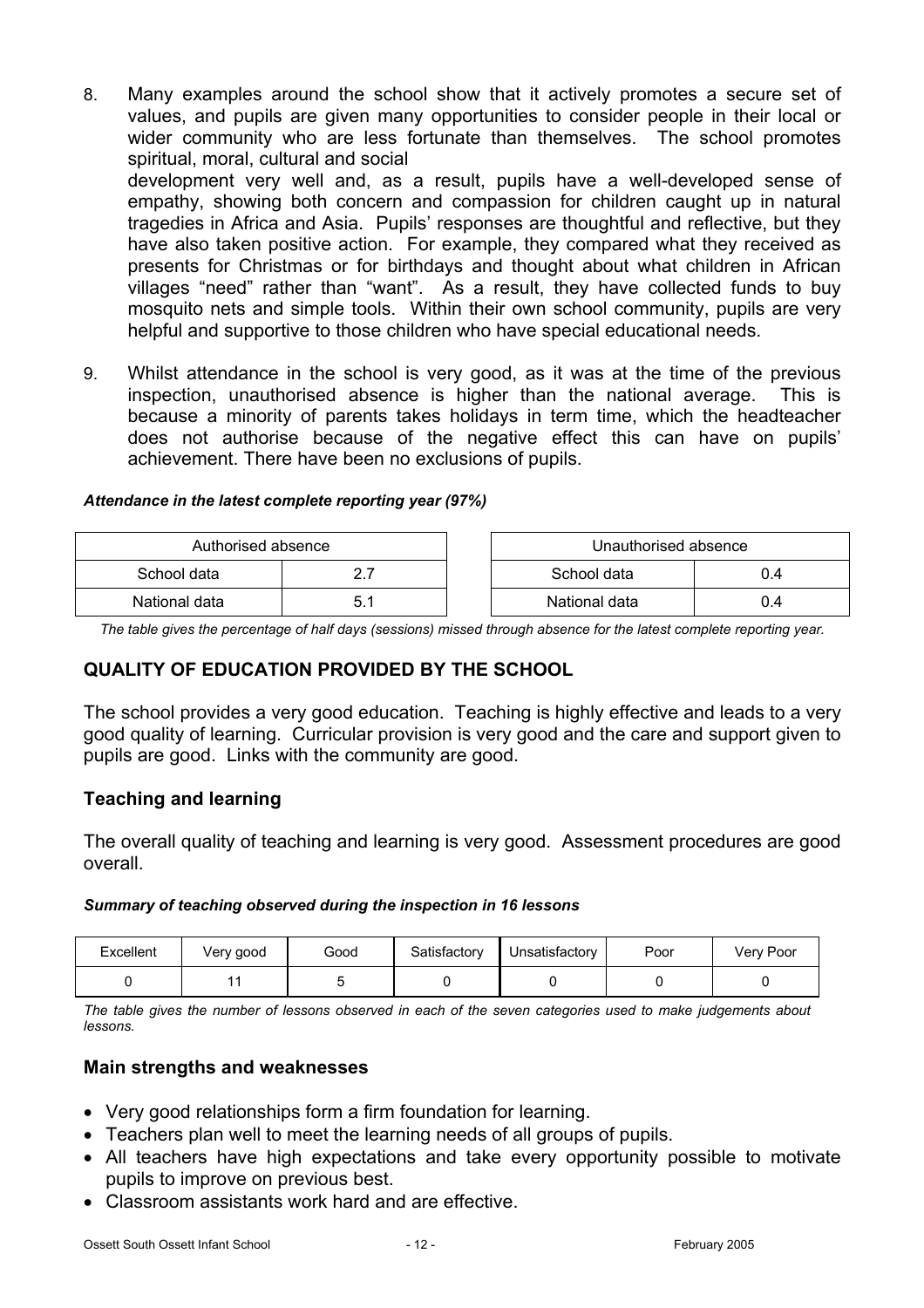8. Many examples around the school show that it actively promotes a secure set of values, and pupils are given many opportunities to consider people in their local or wider community who are less fortunate than themselves. The school promotes spiritual, moral, cultural and social development very well and, as a result, pupils have a well-developed sense of empathy, showing both concern and compassion for children caught up in natural tragedies in Africa and Asia. Pupils' responses are thoughtful and reflective, but they have also taken positive action. For example, they compared what they received as presents for Christmas or for birthdays and thought about what children in African villages "need" rather than "want". As a result, they have collected funds to buy mosquito nets and simple tools. Within their own school community, pupils are very helpful and supportive to those children who have special educational needs.

9. Whilst attendance in the school is very good, as it was at the time of the previous inspection, unauthorised absence is higher than the national average. This is because a minority of parents takes holidays in term time, which the headteacher does not authorise because of the negative effect this can have on pupils' achievement. There have been no exclusions of pupils.

***Attendance in the latest complete reporting year (97%)***

| Authorised absence | |
|---|---|
| School data | 2.7 |
| National data | 5.1 |

| Unauthorised absence | |
|---|---|
| School data | 0.4 |
| National data | 0.4 |

*The table gives the percentage of half days (sessions) missed through absence for the latest complete reporting year.*

## QUALITY OF EDUCATION PROVIDED BY THE SCHOOL

The school provides a very good education. Teaching is highly effective and leads to a very good quality of learning. Curricular provision is very good and the care and support given to pupils are good. Links with the community are good.

### Teaching and learning

The overall quality of teaching and learning is very good. Assessment procedures are good overall.

***Summary of teaching observed during the inspection in 16 lessons***

| Excellent | Very good | Good | Satisfactory | Unsatisfactory | Poor | Very Poor |
|---|---|---|---|---|---|---|
| 0 | 11 | 5 | 0 | 0 | 0 | 0 |

*The table gives the number of lessons observed in each of the seven categories used to make judgements about lessons.*

### Main strengths and weaknesses

- Very good relationships form a firm foundation for learning.
- Teachers plan well to meet the learning needs of all groups of pupils.
- All teachers have high expectations and take every opportunity possible to motivate pupils to improve on previous best.
- Classroom assistants work hard and are effective.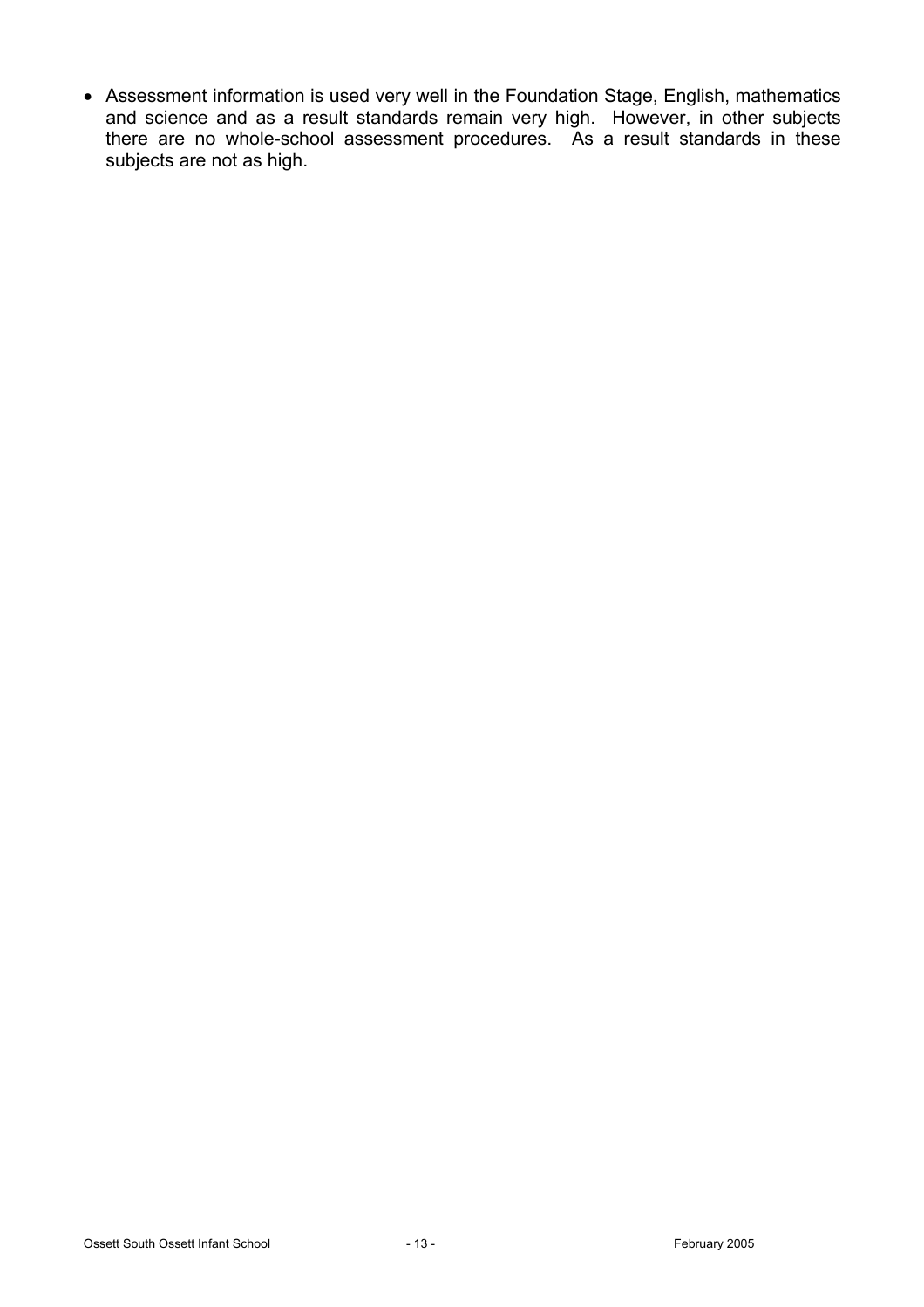- Assessment information is used very well in the Foundation Stage, English, mathematics and science and as a result standards remain very high. However, in other subjects there are no whole-school assessment procedures. As a result standards in these subjects are not as high.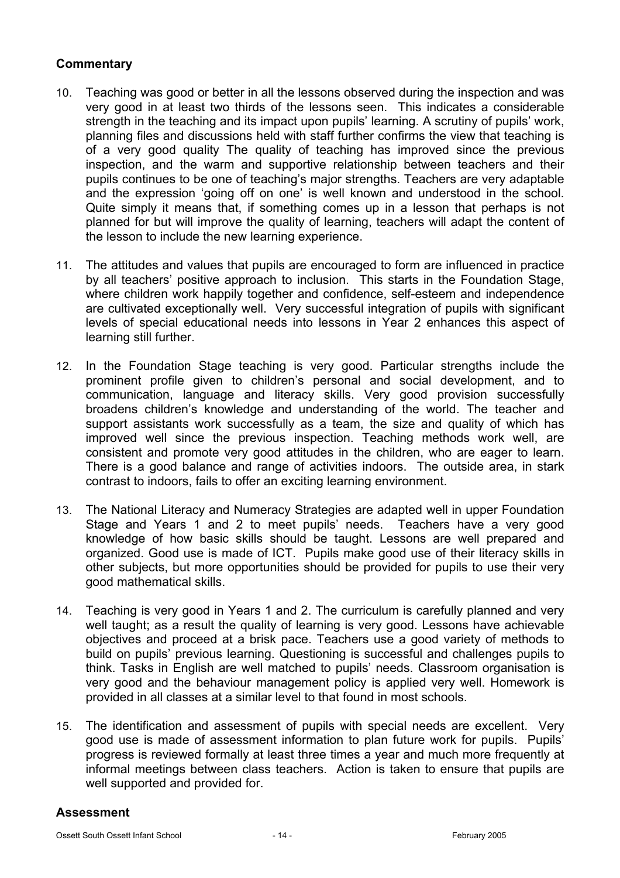### Commentary

10. Teaching was good or better in all the lessons observed during the inspection and was very good in at least two thirds of the lessons seen. This indicates a considerable strength in the teaching and its impact upon pupils' learning. A scrutiny of pupils' work, planning files and discussions held with staff further confirms the view that teaching is of a very good quality The quality of teaching has improved since the previous inspection, and the warm and supportive relationship between teachers and their pupils continues to be one of teaching's major strengths. Teachers are very adaptable and the expression 'going off on one' is well known and understood in the school. Quite simply it means that, if something comes up in a lesson that perhaps is not planned for but will improve the quality of learning, teachers will adapt the content of the lesson to include the new learning experience.

11. The attitudes and values that pupils are encouraged to form are influenced in practice by all teachers' positive approach to inclusion. This starts in the Foundation Stage, where children work happily together and confidence, self-esteem and independence are cultivated exceptionally well. Very successful integration of pupils with significant levels of special educational needs into lessons in Year 2 enhances this aspect of learning still further.

12. In the Foundation Stage teaching is very good. Particular strengths include the prominent profile given to children's personal and social development, and to communication, language and literacy skills. Very good provision successfully broadens children's knowledge and understanding of the world. The teacher and support assistants work successfully as a team, the size and quality of which has improved well since the previous inspection. Teaching methods work well, are consistent and promote very good attitudes in the children, who are eager to learn. There is a good balance and range of activities indoors. The outside area, in stark contrast to indoors, fails to offer an exciting learning environment.

13. The National Literacy and Numeracy Strategies are adapted well in upper Foundation Stage and Years 1 and 2 to meet pupils' needs. Teachers have a very good knowledge of how basic skills should be taught. Lessons are well prepared and organized. Good use is made of ICT. Pupils make good use of their literacy skills in other subjects, but more opportunities should be provided for pupils to use their very good mathematical skills.

14. Teaching is very good in Years 1 and 2. The curriculum is carefully planned and very well taught; as a result the quality of learning is very good. Lessons have achievable objectives and proceed at a brisk pace. Teachers use a good variety of methods to build on pupils' previous learning. Questioning is successful and challenges pupils to think. Tasks in English are well matched to pupils' needs. Classroom organisation is very good and the behaviour management policy is applied very well. Homework is provided in all classes at a similar level to that found in most schools.

15. The identification and assessment of pupils with special needs are excellent. Very good use is made of assessment information to plan future work for pupils. Pupils' progress is reviewed formally at least three times a year and much more frequently at informal meetings between class teachers. Action is taken to ensure that pupils are well supported and provided for.

### Assessment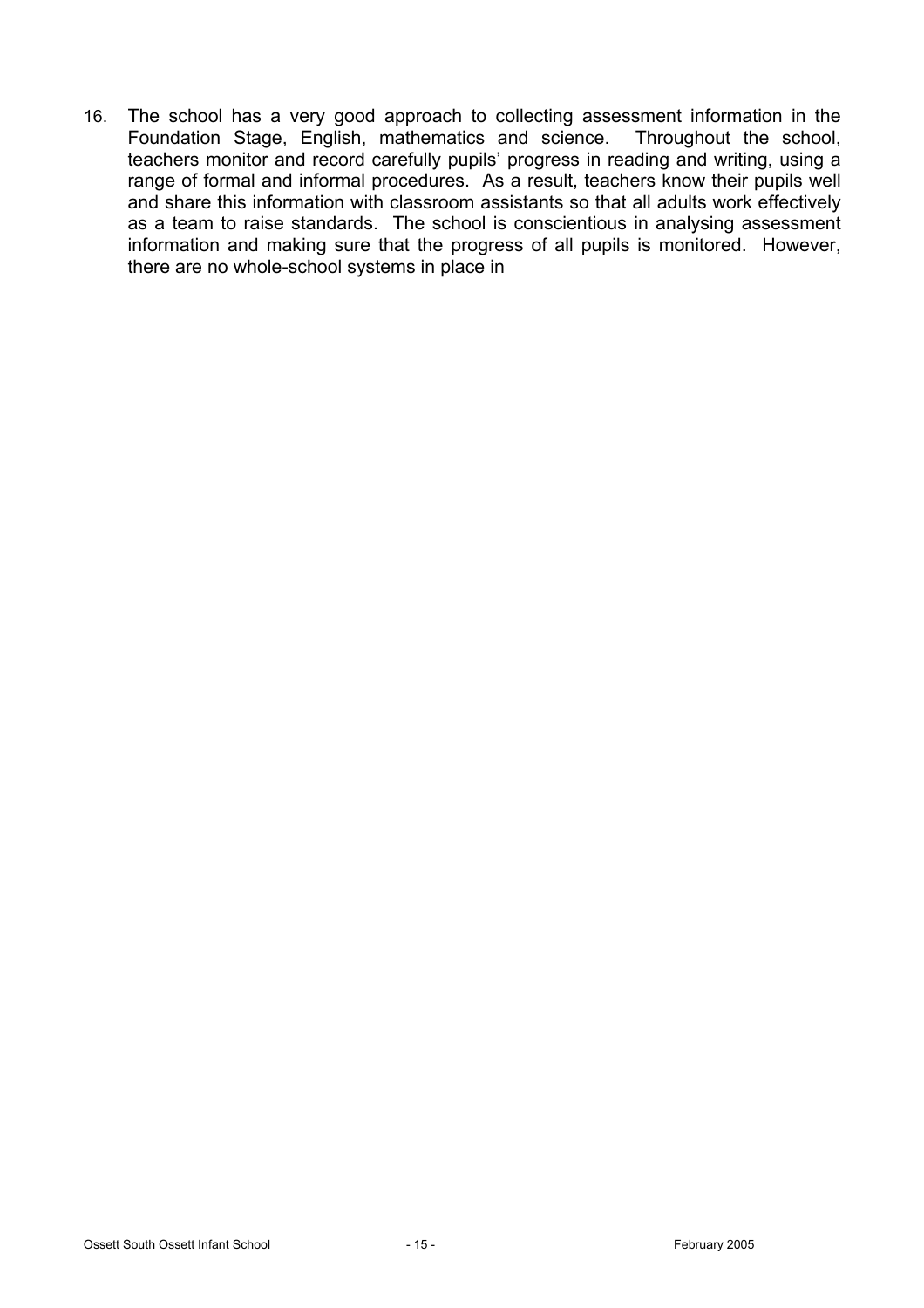16. The school has a very good approach to collecting assessment information in the Foundation Stage, English, mathematics and science. Throughout the school, teachers monitor and record carefully pupils' progress in reading and writing, using a range of formal and informal procedures. As a result, teachers know their pupils well and share this information with classroom assistants so that all adults work effectively as a team to raise standards. The school is conscientious in analysing assessment information and making sure that the progress of all pupils is monitored. However, there are no whole-school systems in place in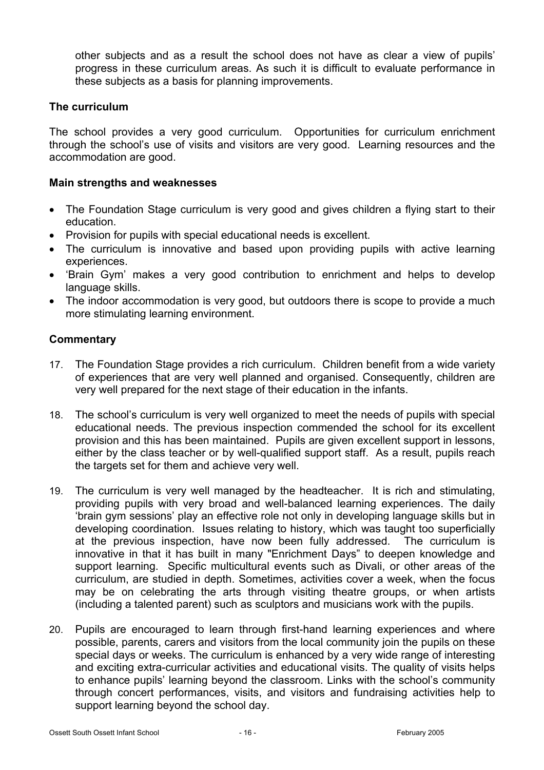other subjects and as a result the school does not have as clear a view of pupils' progress in these curriculum areas. As such it is difficult to evaluate performance in these subjects as a basis for planning improvements.

### The curriculum

The school provides a very good curriculum. Opportunities for curriculum enrichment through the school's use of visits and visitors are very good. Learning resources and the accommodation are good.

#### Main strengths and weaknesses

- The Foundation Stage curriculum is very good and gives children a flying start to their education.
- Provision for pupils with special educational needs is excellent.
- The curriculum is innovative and based upon providing pupils with active learning experiences.
- 'Brain Gym' makes a very good contribution to enrichment and helps to develop language skills.
- The indoor accommodation is very good, but outdoors there is scope to provide a much more stimulating learning environment.

#### Commentary

17. The Foundation Stage provides a rich curriculum. Children benefit from a wide variety of experiences that are very well planned and organised. Consequently, children are very well prepared for the next stage of their education in the infants.

18. The school's curriculum is very well organized to meet the needs of pupils with special educational needs. The previous inspection commended the school for its excellent provision and this has been maintained. Pupils are given excellent support in lessons, either by the class teacher or by well-qualified support staff. As a result, pupils reach the targets set for them and achieve very well.

19. The curriculum is very well managed by the headteacher. It is rich and stimulating, providing pupils with very broad and well-balanced learning experiences. The daily 'brain gym sessions' play an effective role not only in developing language skills but in developing coordination. Issues relating to history, which was taught too superficially at the previous inspection, have now been fully addressed. The curriculum is innovative in that it has built in many "Enrichment Days" to deepen knowledge and support learning. Specific multicultural events such as Divali, or other areas of the curriculum, are studied in depth. Sometimes, activities cover a week, when the focus may be on celebrating the arts through visiting theatre groups, or when artists (including a talented parent) such as sculptors and musicians work with the pupils.

20. Pupils are encouraged to learn through first-hand learning experiences and where possible, parents, carers and visitors from the local community join the pupils on these special days or weeks. The curriculum is enhanced by a very wide range of interesting and exciting extra-curricular activities and educational visits. The quality of visits helps to enhance pupils' learning beyond the classroom. Links with the school's community through concert performances, visits, and visitors and fundraising activities help to support learning beyond the school day.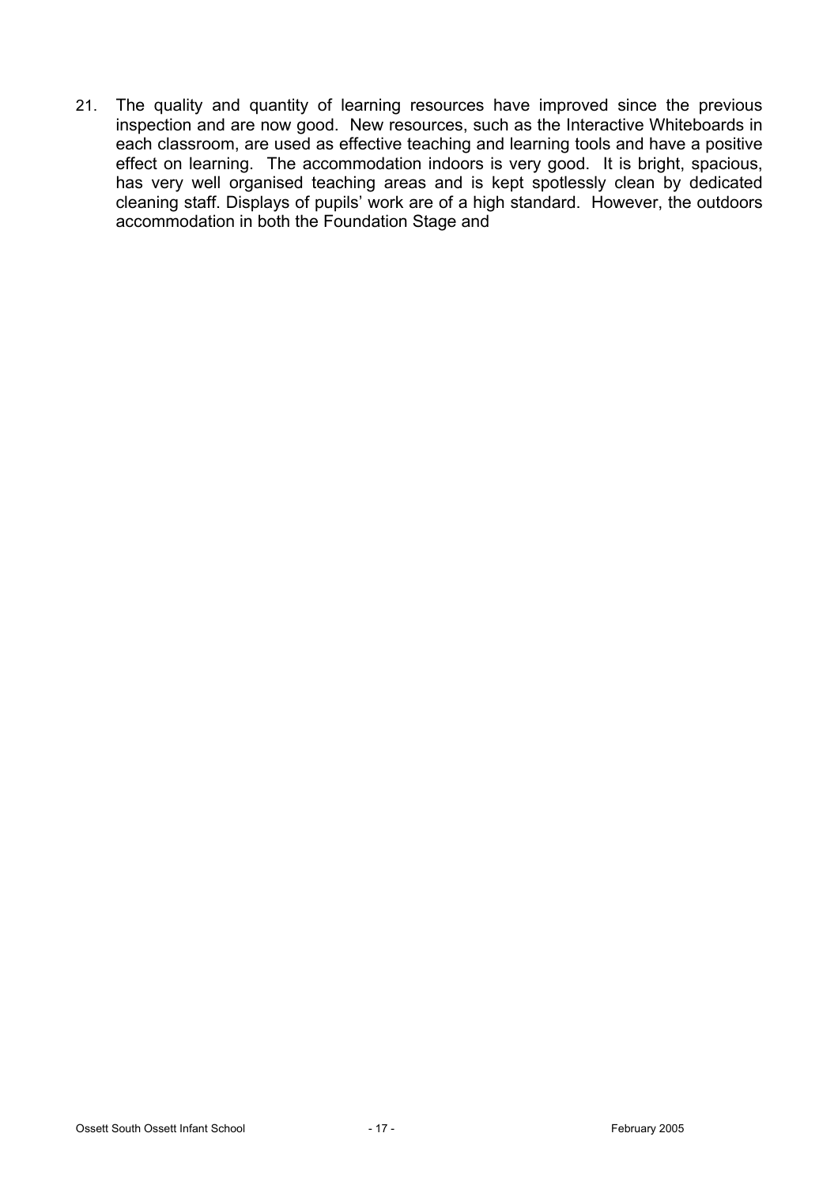21. The quality and quantity of learning resources have improved since the previous inspection and are now good. New resources, such as the Interactive Whiteboards in each classroom, are used as effective teaching and learning tools and have a positive effect on learning. The accommodation indoors is very good. It is bright, spacious, has very well organised teaching areas and is kept spotlessly clean by dedicated cleaning staff. Displays of pupils' work are of a high standard. However, the outdoors accommodation in both the Foundation Stage and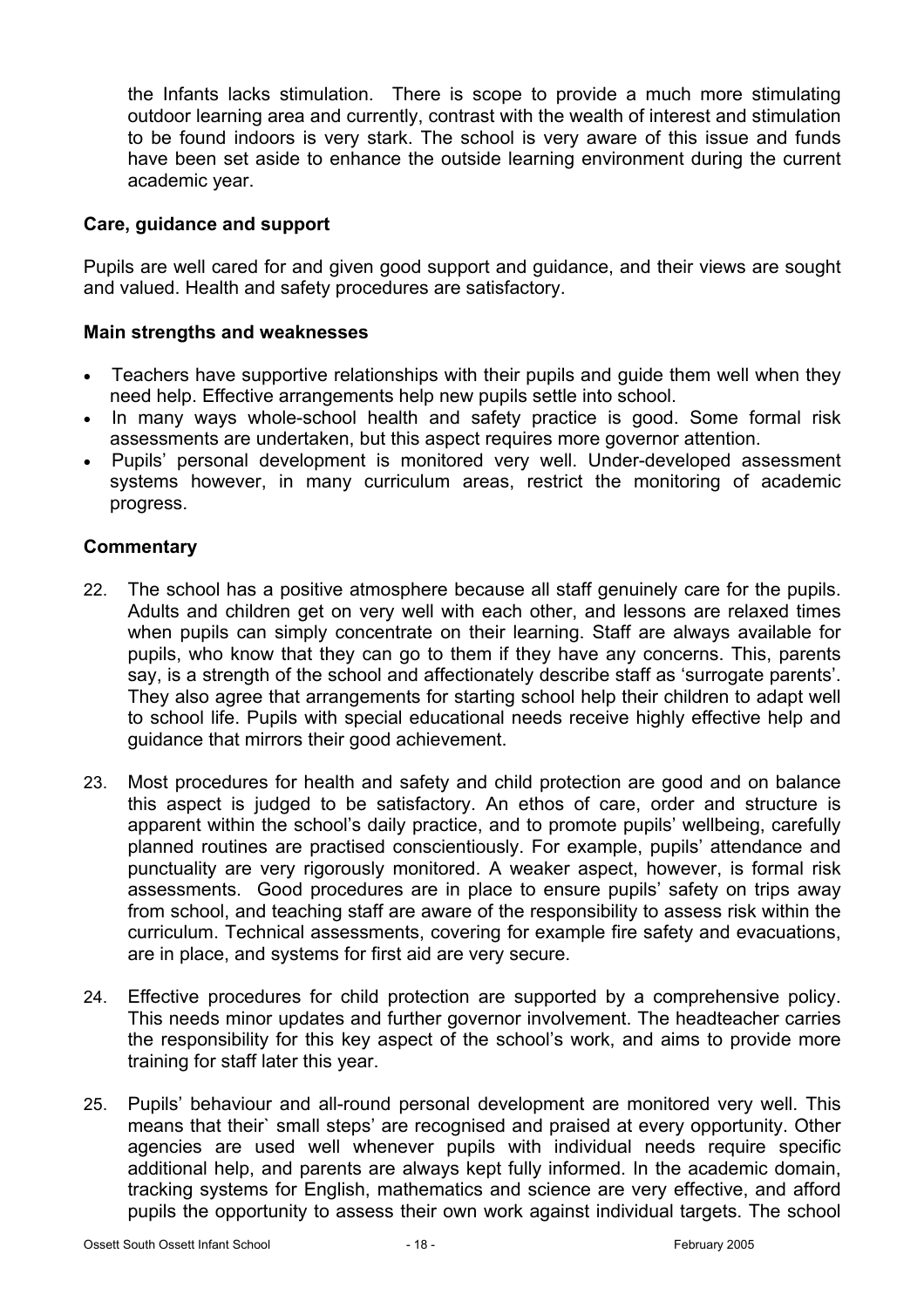the Infants lacks stimulation. There is scope to provide a much more stimulating outdoor learning area and currently, contrast with the wealth of interest and stimulation to be found indoors is very stark. The school is very aware of this issue and funds have been set aside to enhance the outside learning environment during the current academic year.

### Care, guidance and support

Pupils are well cared for and given good support and guidance, and their views are sought and valued. Health and safety procedures are satisfactory.

#### Main strengths and weaknesses

- Teachers have supportive relationships with their pupils and guide them well when they need help. Effective arrangements help new pupils settle into school.
- In many ways whole-school health and safety practice is good. Some formal risk assessments are undertaken, but this aspect requires more governor attention.
- Pupils' personal development is monitored very well. Under-developed assessment systems however, in many curriculum areas, restrict the monitoring of academic progress.

#### Commentary

22. The school has a positive atmosphere because all staff genuinely care for the pupils. Adults and children get on very well with each other, and lessons are relaxed times when pupils can simply concentrate on their learning. Staff are always available for pupils, who know that they can go to them if they have any concerns. This, parents say, is a strength of the school and affectionately describe staff as 'surrogate parents'. They also agree that arrangements for starting school help their children to adapt well to school life. Pupils with special educational needs receive highly effective help and guidance that mirrors their good achievement.

23. Most procedures for health and safety and child protection are good and on balance this aspect is judged to be satisfactory. An ethos of care, order and structure is apparent within the school's daily practice, and to promote pupils' wellbeing, carefully planned routines are practised conscientiously. For example, pupils' attendance and punctuality are very rigorously monitored. A weaker aspect, however, is formal risk assessments. Good procedures are in place to ensure pupils' safety on trips away from school, and teaching staff are aware of the responsibility to assess risk within the curriculum. Technical assessments, covering for example fire safety and evacuations, are in place, and systems for first aid are very secure.

24. Effective procedures for child protection are supported by a comprehensive policy. This needs minor updates and further governor involvement. The headteacher carries the responsibility for this key aspect of the school's work, and aims to provide more training for staff later this year.

25. Pupils' behaviour and all-round personal development are monitored very well. This means that their` small steps' are recognised and praised at every opportunity. Other agencies are used well whenever pupils with individual needs require specific additional help, and parents are always kept fully informed. In the academic domain, tracking systems for English, mathematics and science are very effective, and afford pupils the opportunity to assess their own work against individual targets. The school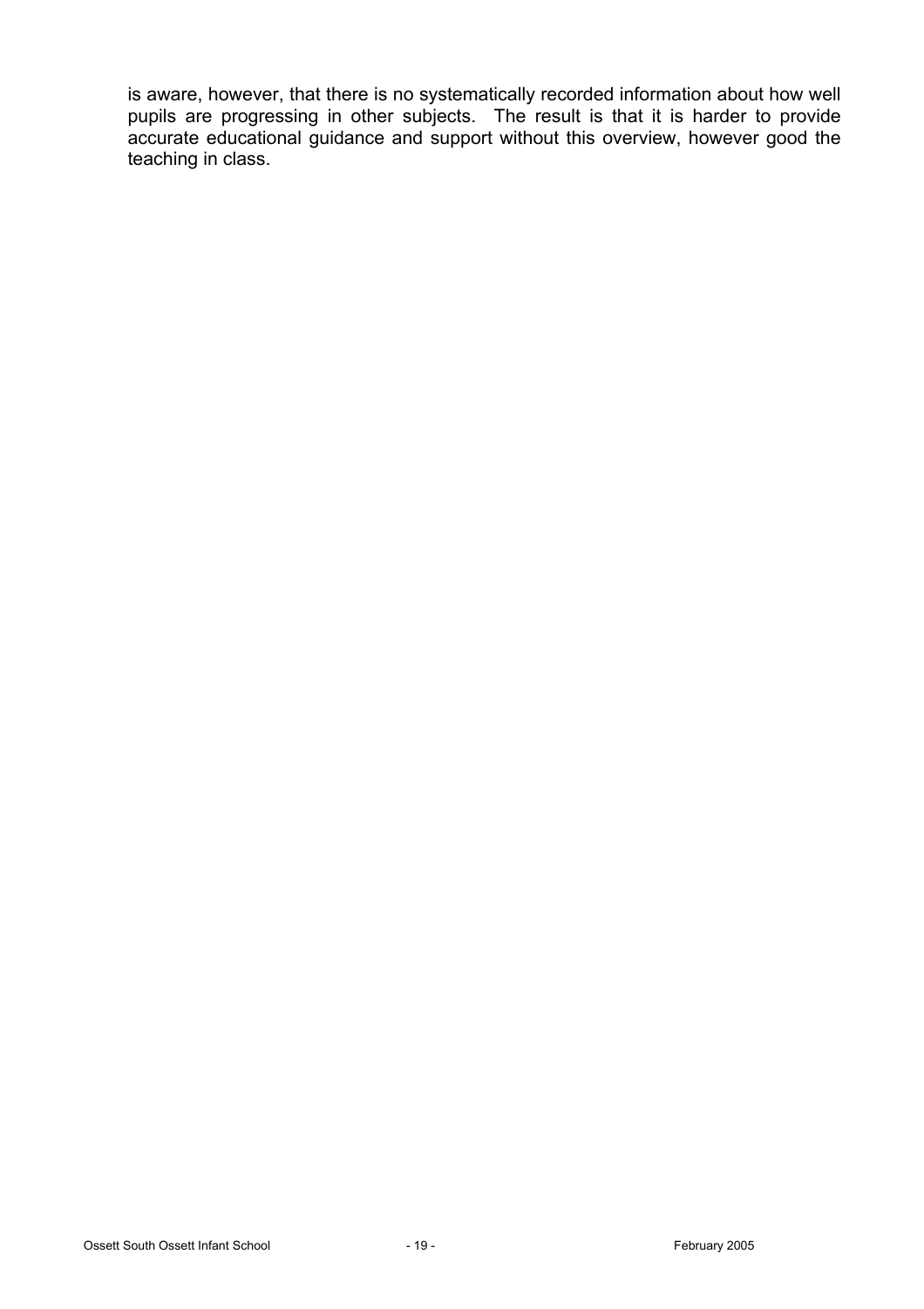is aware, however, that there is no systematically recorded information about how well pupils are progressing in other subjects. The result is that it is harder to provide accurate educational guidance and support without this overview, however good the teaching in class.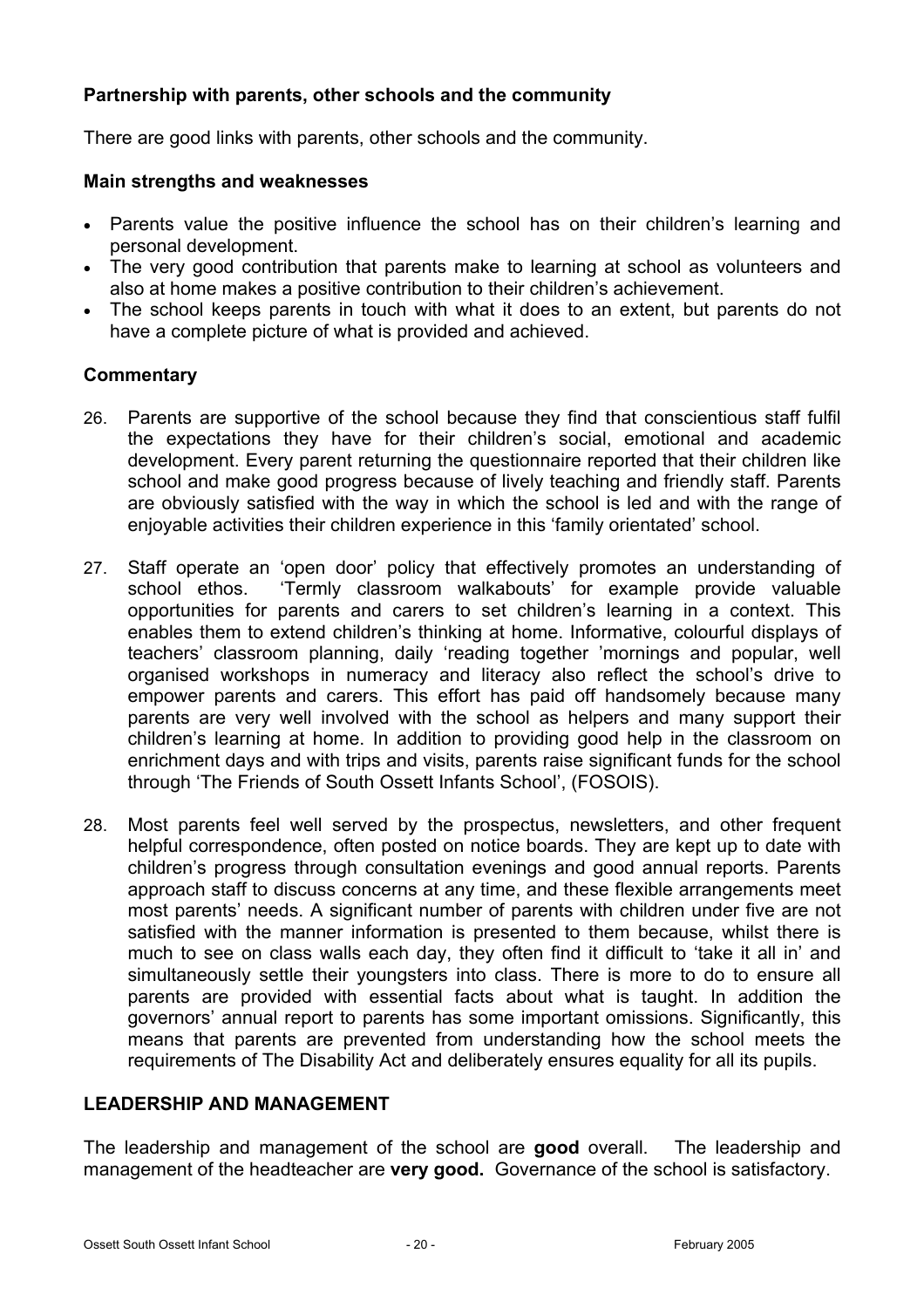### Partnership with parents, other schools and the community

There are good links with parents, other schools and the community.

#### Main strengths and weaknesses

- Parents value the positive influence the school has on their children's learning and personal development.
- The very good contribution that parents make to learning at school as volunteers and also at home makes a positive contribution to their children's achievement.
- The school keeps parents in touch with what it does to an extent, but parents do not have a complete picture of what is provided and achieved.

#### Commentary

26. Parents are supportive of the school because they find that conscientious staff fulfil the expectations they have for their children's social, emotional and academic development. Every parent returning the questionnaire reported that their children like school and make good progress because of lively teaching and friendly staff. Parents are obviously satisfied with the way in which the school is led and with the range of enjoyable activities their children experience in this 'family orientated' school.

27. Staff operate an 'open door' policy that effectively promotes an understanding of school ethos. 'Termly classroom walkabouts' for example provide valuable opportunities for parents and carers to set children's learning in a context. This enables them to extend children's thinking at home. Informative, colourful displays of teachers' classroom planning, daily 'reading together 'mornings and popular, well organised workshops in numeracy and literacy also reflect the school's drive to empower parents and carers. This effort has paid off handsomely because many parents are very well involved with the school as helpers and many support their children's learning at home. In addition to providing good help in the classroom on enrichment days and with trips and visits, parents raise significant funds for the school through 'The Friends of South Ossett Infants School', (FOSOIS).

28. Most parents feel well served by the prospectus, newsletters, and other frequent helpful correspondence, often posted on notice boards. They are kept up to date with children's progress through consultation evenings and good annual reports. Parents approach staff to discuss concerns at any time, and these flexible arrangements meet most parents' needs. A significant number of parents with children under five are not satisfied with the manner information is presented to them because, whilst there is much to see on class walls each day, they often find it difficult to 'take it all in' and simultaneously settle their youngsters into class. There is more to do to ensure all parents are provided with essential facts about what is taught. In addition the governors' annual report to parents has some important omissions. Significantly, this means that parents are prevented from understanding how the school meets the requirements of The Disability Act and deliberately ensures equality for all its pupils.

### LEADERSHIP AND MANAGEMENT

The leadership and management of the school are **good** overall. The leadership and management of the headteacher are **very good.** Governance of the school is satisfactory.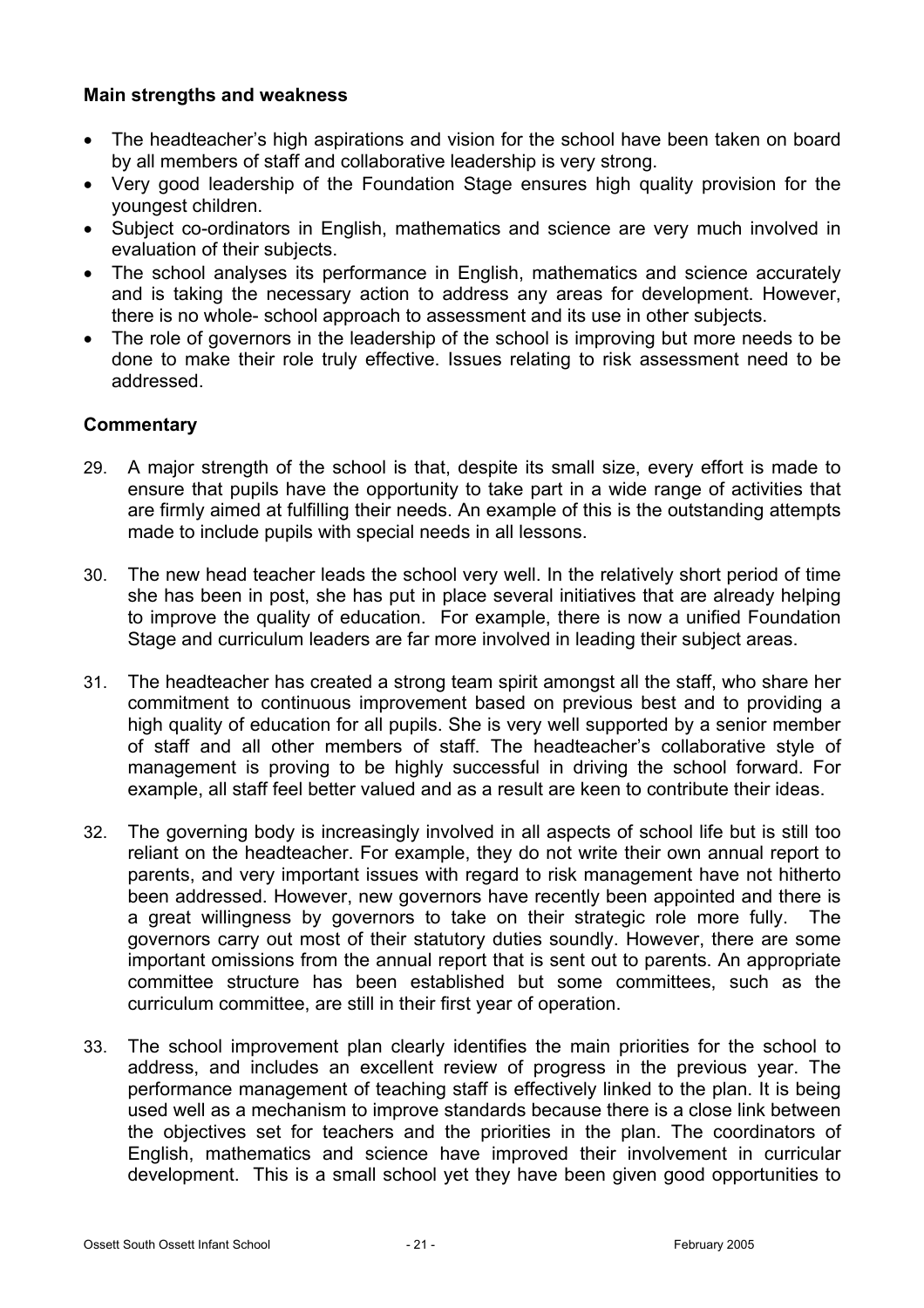**Main strengths and weakness**

- The headteacher's high aspirations and vision for the school have been taken on board by all members of staff and collaborative leadership is very strong.
- Very good leadership of the Foundation Stage ensures high quality provision for the youngest children.
- Subject co-ordinators in English, mathematics and science are very much involved in evaluation of their subjects.
- The school analyses its performance in English, mathematics and science accurately and is taking the necessary action to address any areas for development. However, there is no whole- school approach to assessment and its use in other subjects.
- The role of governors in the leadership of the school is improving but more needs to be done to make their role truly effective. Issues relating to risk assessment need to be addressed.

**Commentary**

29. A major strength of the school is that, despite its small size, every effort is made to ensure that pupils have the opportunity to take part in a wide range of activities that are firmly aimed at fulfilling their needs. An example of this is the outstanding attempts made to include pupils with special needs in all lessons.

30. The new head teacher leads the school very well. In the relatively short period of time she has been in post, she has put in place several initiatives that are already helping to improve the quality of education. For example, there is now a unified Foundation Stage and curriculum leaders are far more involved in leading their subject areas.

31. The headteacher has created a strong team spirit amongst all the staff, who share her commitment to continuous improvement based on previous best and to providing a high quality of education for all pupils. She is very well supported by a senior member of staff and all other members of staff. The headteacher's collaborative style of management is proving to be highly successful in driving the school forward. For example, all staff feel better valued and as a result are keen to contribute their ideas.

32. The governing body is increasingly involved in all aspects of school life but is still too reliant on the headteacher. For example, they do not write their own annual report to parents, and very important issues with regard to risk management have not hitherto been addressed. However, new governors have recently been appointed and there is a great willingness by governors to take on their strategic role more fully. The governors carry out most of their statutory duties soundly. However, there are some important omissions from the annual report that is sent out to parents. An appropriate committee structure has been established but some committees, such as the curriculum committee, are still in their first year of operation.

33. The school improvement plan clearly identifies the main priorities for the school to address, and includes an excellent review of progress in the previous year. The performance management of teaching staff is effectively linked to the plan. It is being used well as a mechanism to improve standards because there is a close link between the objectives set for teachers and the priorities in the plan. The coordinators of English, mathematics and science have improved their involvement in curricular development. This is a small school yet they have been given good opportunities to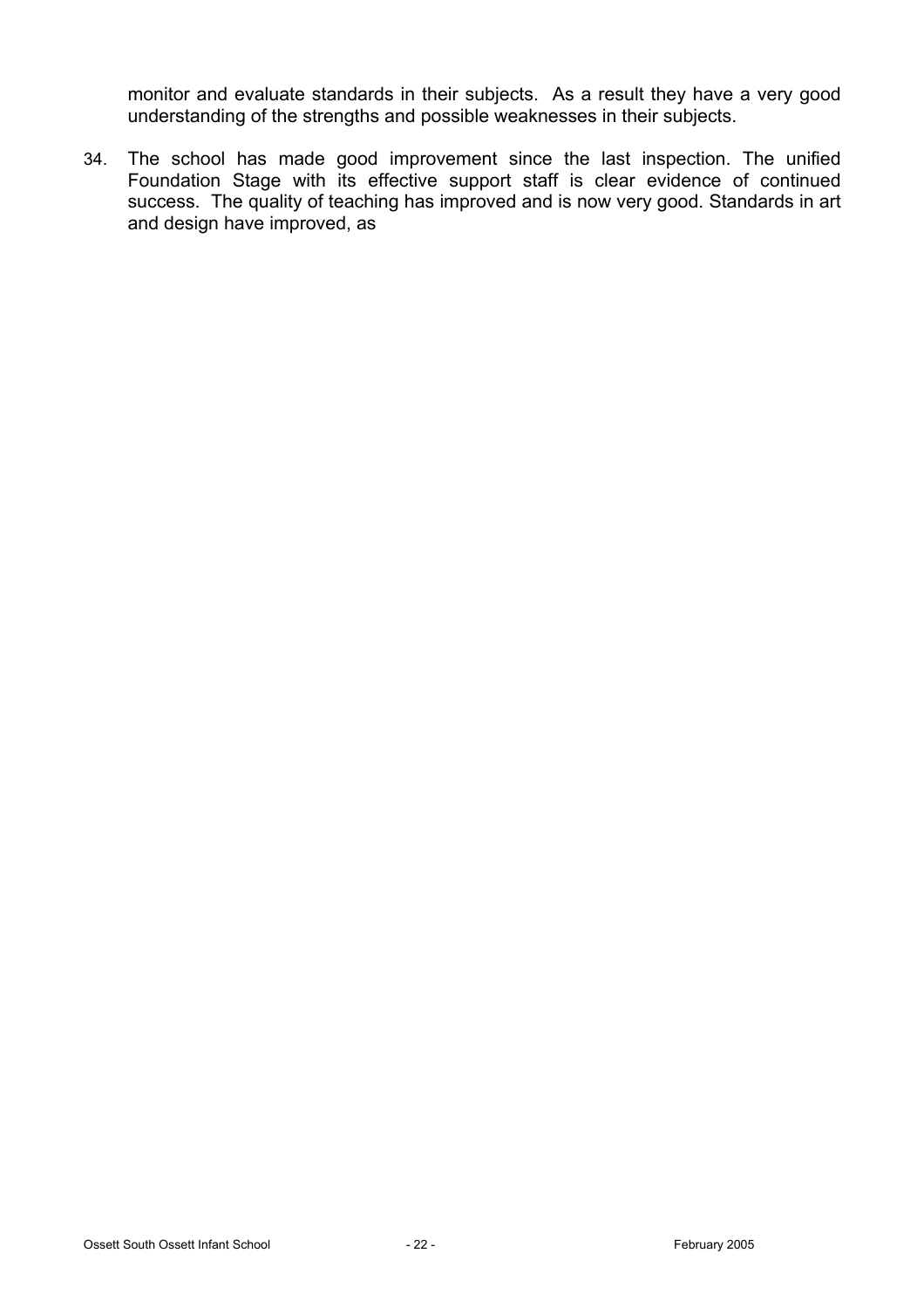monitor and evaluate standards in their subjects. As a result they have a very good understanding of the strengths and possible weaknesses in their subjects.

34. The school has made good improvement since the last inspection. The unified Foundation Stage with its effective support staff is clear evidence of continued success. The quality of teaching has improved and is now very good. Standards in art and design have improved, as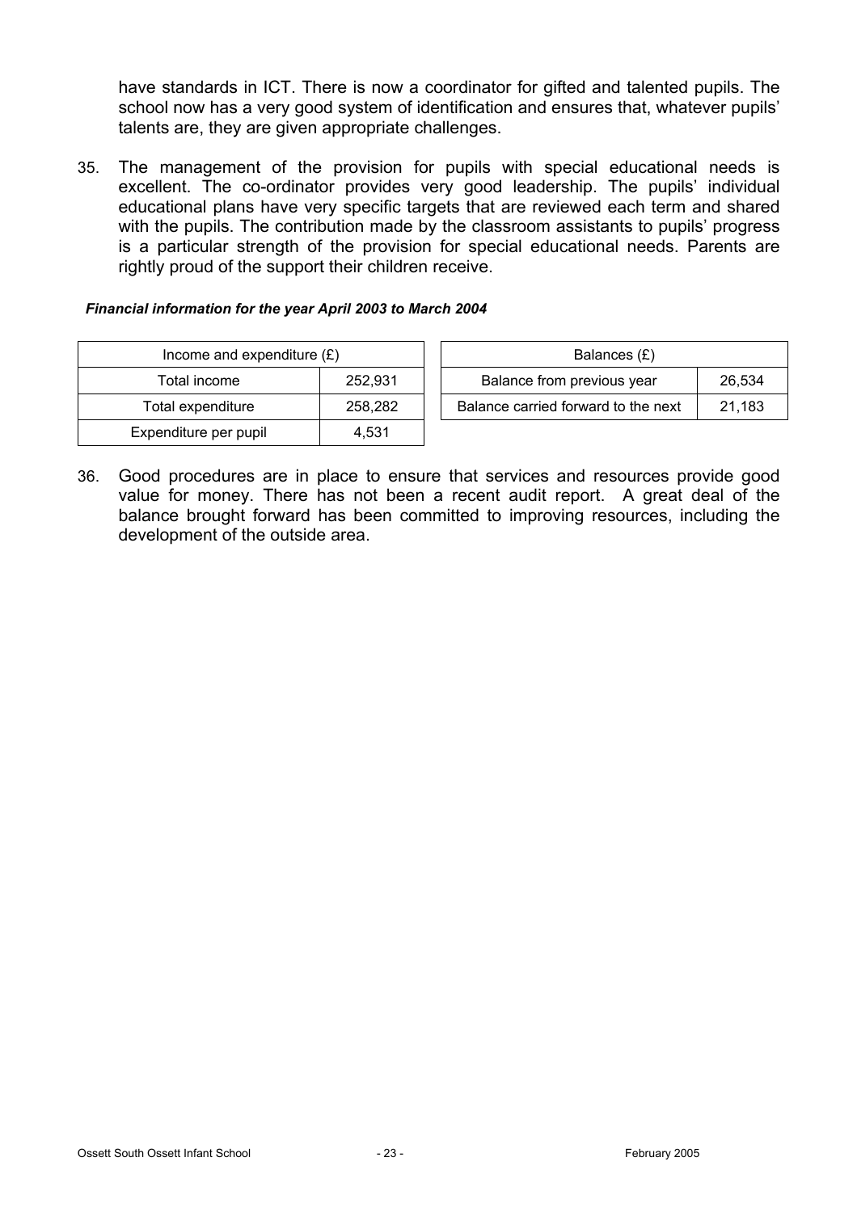have standards in ICT. There is now a coordinator for gifted and talented pupils. The school now has a very good system of identification and ensures that, whatever pupils' talents are, they are given appropriate challenges.

35. The management of the provision for pupils with special educational needs is excellent. The co-ordinator provides very good leadership. The pupils' individual educational plans have very specific targets that are reviewed each term and shared with the pupils. The contribution made by the classroom assistants to pupils' progress is a particular strength of the provision for special educational needs. Parents are rightly proud of the support their children receive.

***Financial information for the year April 2003 to March 2004***

| Income and expenditure (£) | |
|---|---|
| Total income | 252,931 |
| Total expenditure | 258,282 |
| Expenditure per pupil | 4,531 |

| Balances (£) | |
|---|---|
| Balance from previous year | 26,534 |
| Balance carried forward to the next | 21,183 |

36. Good procedures are in place to ensure that services and resources provide good value for money. There has not been a recent audit report. A great deal of the balance brought forward has been committed to improving resources, including the development of the outside area.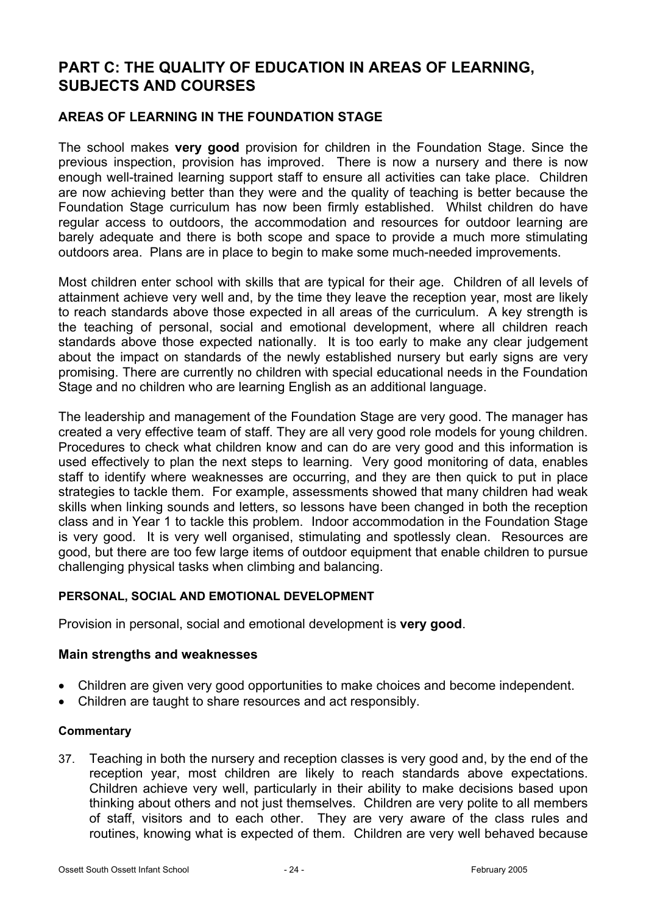# PART C: THE QUALITY OF EDUCATION IN AREAS OF LEARNING, SUBJECTS AND COURSES

## AREAS OF LEARNING IN THE FOUNDATION STAGE

The school makes **very good** provision for children in the Foundation Stage. Since the previous inspection, provision has improved. There is now a nursery and there is now enough well-trained learning support staff to ensure all activities can take place. Children are now achieving better than they were and the quality of teaching is better because the Foundation Stage curriculum has now been firmly established. Whilst children do have regular access to outdoors, the accommodation and resources for outdoor learning are barely adequate and there is both scope and space to provide a much more stimulating outdoors area. Plans are in place to begin to make some much-needed improvements.

Most children enter school with skills that are typical for their age. Children of all levels of attainment achieve very well and, by the time they leave the reception year, most are likely to reach standards above those expected in all areas of the curriculum. A key strength is the teaching of personal, social and emotional development, where all children reach standards above those expected nationally. It is too early to make any clear judgement about the impact on standards of the newly established nursery but early signs are very promising. There are currently no children with special educational needs in the Foundation Stage and no children who are learning English as an additional language.

The leadership and management of the Foundation Stage are very good. The manager has created a very effective team of staff. They are all very good role models for young children. Procedures to check what children know and can do are very good and this information is used effectively to plan the next steps to learning. Very good monitoring of data, enables staff to identify where weaknesses are occurring, and they are then quick to put in place strategies to tackle them. For example, assessments showed that many children had weak skills when linking sounds and letters, so lessons have been changed in both the reception class and in Year 1 to tackle this problem. Indoor accommodation in the Foundation Stage is very good. It is very well organised, stimulating and spotlessly clean. Resources are good, but there are too few large items of outdoor equipment that enable children to pursue challenging physical tasks when climbing and balancing.

### PERSONAL, SOCIAL AND EMOTIONAL DEVELOPMENT

Provision in personal, social and emotional development is **very good**.

### Main strengths and weaknesses

- Children are given very good opportunities to make choices and become independent.
- Children are taught to share resources and act responsibly.

#### Commentary

37. Teaching in both the nursery and reception classes is very good and, by the end of the reception year, most children are likely to reach standards above expectations. Children achieve very well, particularly in their ability to make decisions based upon thinking about others and not just themselves. Children are very polite to all members of staff, visitors and to each other. They are very aware of the class rules and routines, knowing what is expected of them. Children are very well behaved because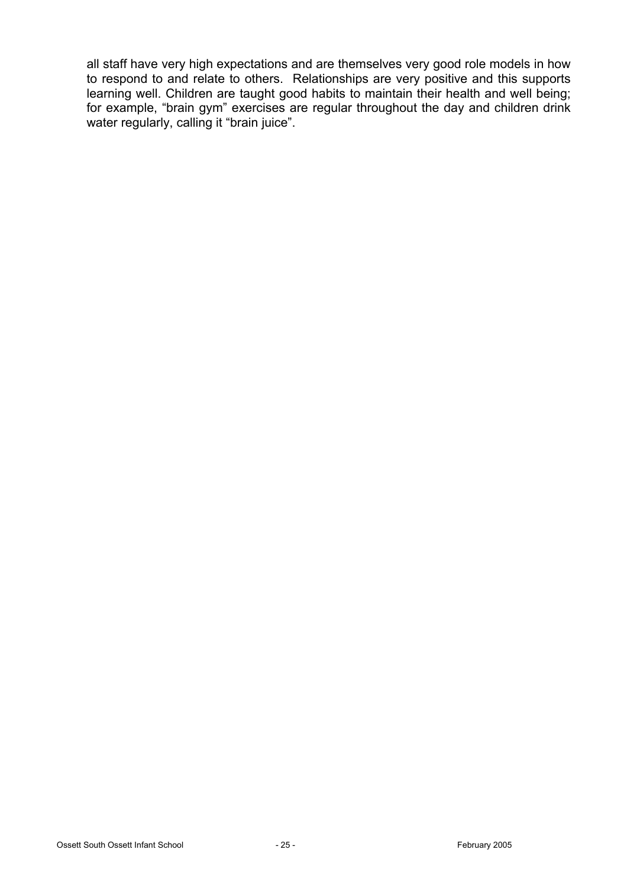all staff have very high expectations and are themselves very good role models in how to respond to and relate to others. Relationships are very positive and this supports learning well. Children are taught good habits to maintain their health and well being; for example, "brain gym" exercises are regular throughout the day and children drink water regularly, calling it "brain juice".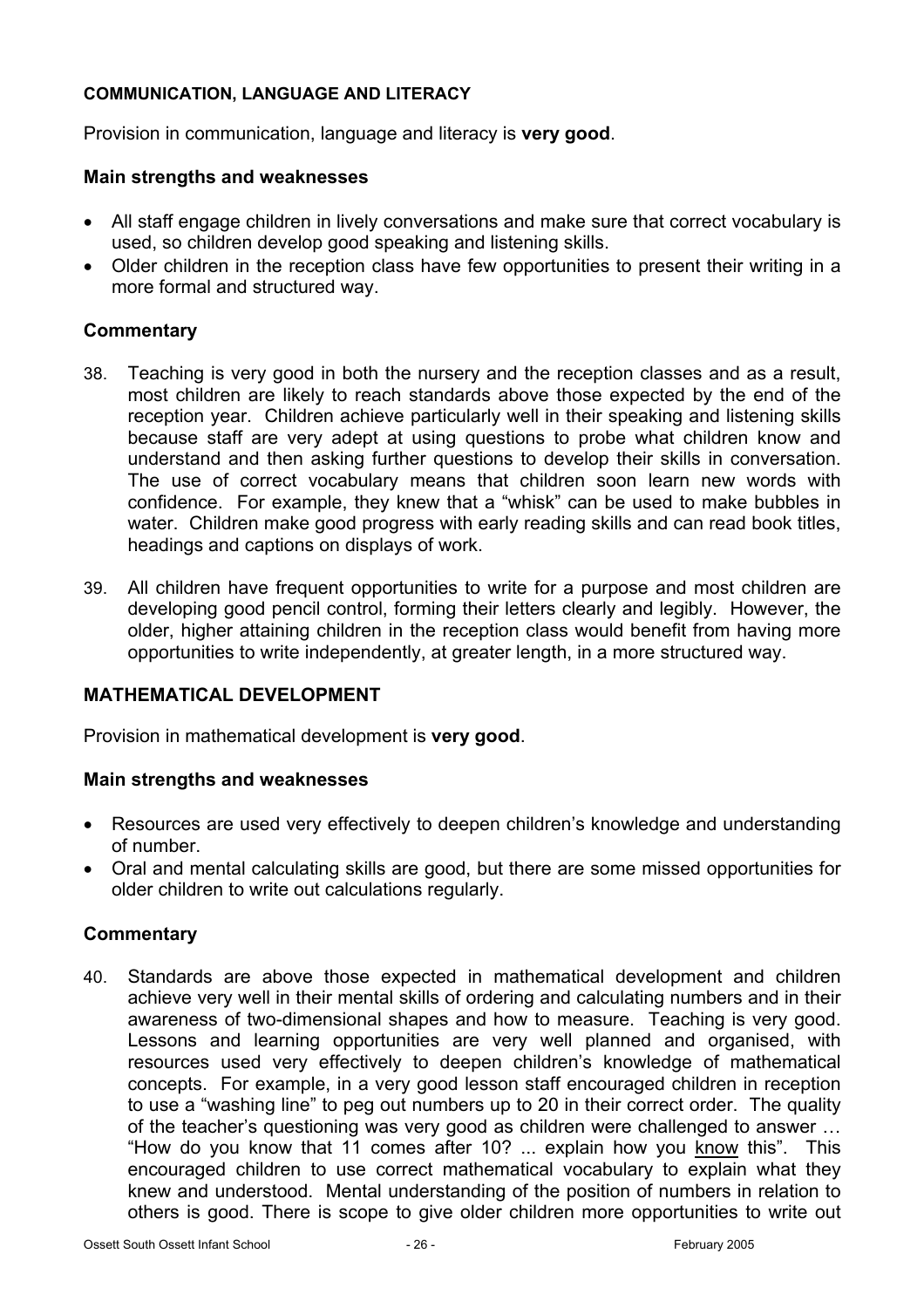## COMMUNICATION, LANGUAGE AND LITERACY

Provision in communication, language and literacy is **very good**.

### Main strengths and weaknesses

- All staff engage children in lively conversations and make sure that correct vocabulary is used, so children develop good speaking and listening skills.
- Older children in the reception class have few opportunities to present their writing in a more formal and structured way.

### Commentary

38. Teaching is very good in both the nursery and the reception classes and as a result, most children are likely to reach standards above those expected by the end of the reception year. Children achieve particularly well in their speaking and listening skills because staff are very adept at using questions to probe what children know and understand and then asking further questions to develop their skills in conversation. The use of correct vocabulary means that children soon learn new words with confidence. For example, they knew that a "whisk" can be used to make bubbles in water. Children make good progress with early reading skills and can read book titles, headings and captions on displays of work.

39. All children have frequent opportunities to write for a purpose and most children are developing good pencil control, forming their letters clearly and legibly. However, the older, higher attaining children in the reception class would benefit from having more opportunities to write independently, at greater length, in a more structured way.

## MATHEMATICAL DEVELOPMENT

Provision in mathematical development is **very good**.

### Main strengths and weaknesses

- Resources are used very effectively to deepen children's knowledge and understanding of number.
- Oral and mental calculating skills are good, but there are some missed opportunities for older children to write out calculations regularly.

### Commentary

40. Standards are above those expected in mathematical development and children achieve very well in their mental skills of ordering and calculating numbers and in their awareness of two-dimensional shapes and how to measure. Teaching is very good. Lessons and learning opportunities are very well planned and organised, with resources used very effectively to deepen children's knowledge of mathematical concepts. For example, in a very good lesson staff encouraged children in reception to use a "washing line" to peg out numbers up to 20 in their correct order. The quality of the teacher's questioning was very good as children were challenged to answer … "How do you know that 11 comes after 10? ... explain how you know this". This encouraged children to use correct mathematical vocabulary to explain what they knew and understood. Mental understanding of the position of numbers in relation to others is good. There is scope to give older children more opportunities to write out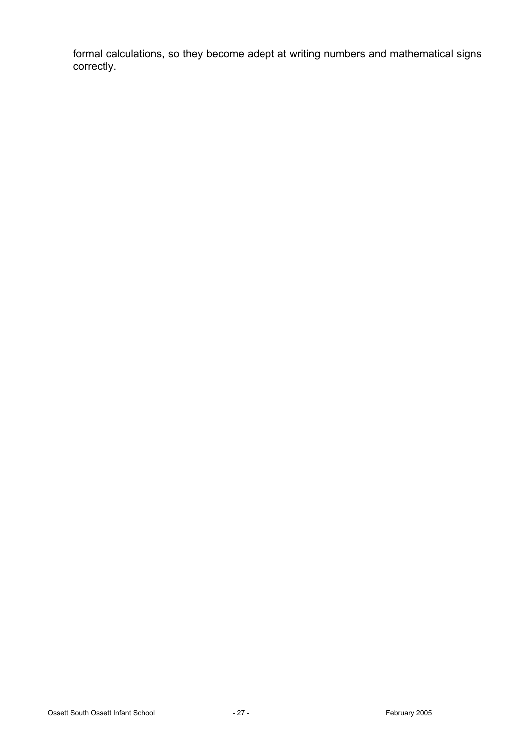formal calculations, so they become adept at writing numbers and mathematical signs correctly.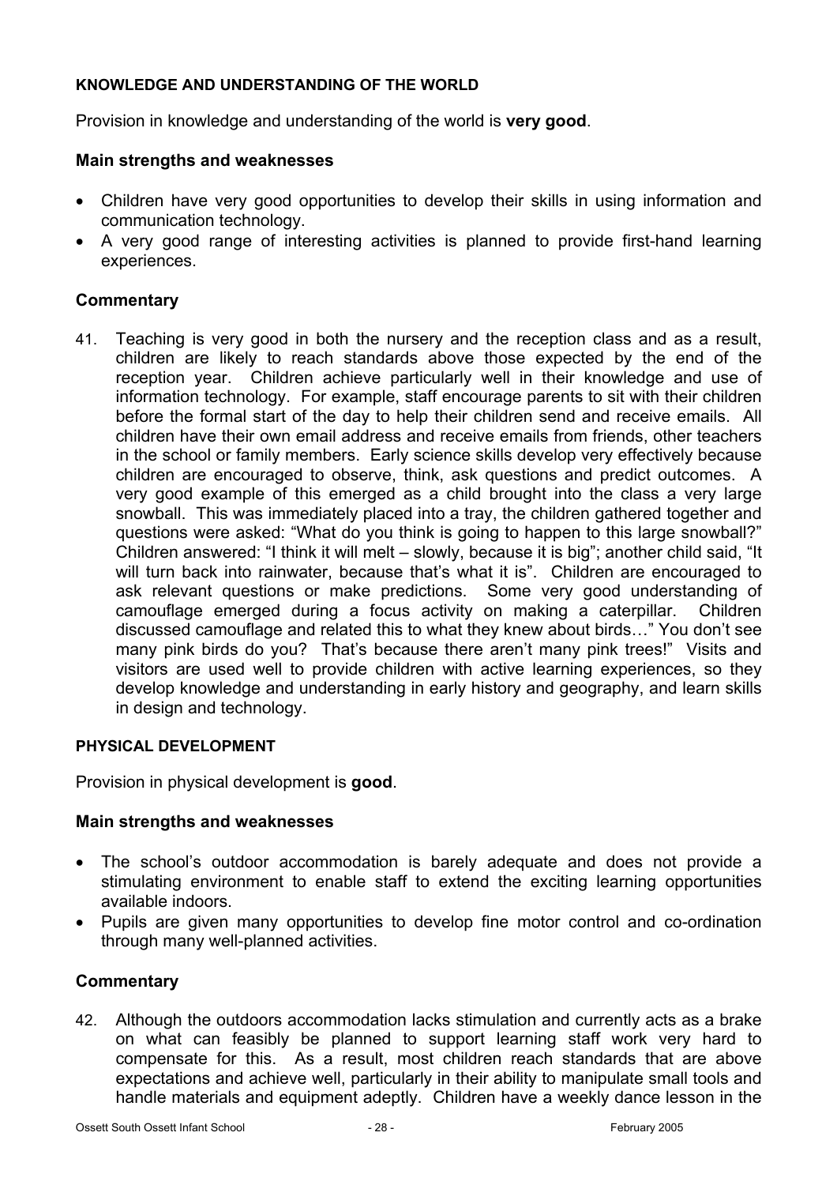#### KNOWLEDGE AND UNDERSTANDING OF THE WORLD

Provision in knowledge and understanding of the world is **very good**.

### Main strengths and weaknesses

- Children have very good opportunities to develop their skills in using information and communication technology.
- A very good range of interesting activities is planned to provide first-hand learning experiences.

### Commentary

41. Teaching is very good in both the nursery and the reception class and as a result, children are likely to reach standards above those expected by the end of the reception year. Children achieve particularly well in their knowledge and use of information technology. For example, staff encourage parents to sit with their children before the formal start of the day to help their children send and receive emails. All children have their own email address and receive emails from friends, other teachers in the school or family members. Early science skills develop very effectively because children are encouraged to observe, think, ask questions and predict outcomes. A very good example of this emerged as a child brought into the class a very large snowball. This was immediately placed into a tray, the children gathered together and questions were asked: "What do you think is going to happen to this large snowball?" Children answered: "I think it will melt – slowly, because it is big"; another child said, "It will turn back into rainwater, because that's what it is". Children are encouraged to ask relevant questions or make predictions. Some very good understanding of camouflage emerged during a focus activity on making a caterpillar. Children discussed camouflage and related this to what they knew about birds…" You don't see many pink birds do you? That's because there aren't many pink trees!" Visits and visitors are used well to provide children with active learning experiences, so they develop knowledge and understanding in early history and geography, and learn skills in design and technology.

#### PHYSICAL DEVELOPMENT

Provision in physical development is **good**.

### Main strengths and weaknesses

- The school's outdoor accommodation is barely adequate and does not provide a stimulating environment to enable staff to extend the exciting learning opportunities available indoors.
- Pupils are given many opportunities to develop fine motor control and co-ordination through many well-planned activities.

### Commentary

42. Although the outdoors accommodation lacks stimulation and currently acts as a brake on what can feasibly be planned to support learning staff work very hard to compensate for this. As a result, most children reach standards that are above expectations and achieve well, particularly in their ability to manipulate small tools and handle materials and equipment adeptly. Children have a weekly dance lesson in the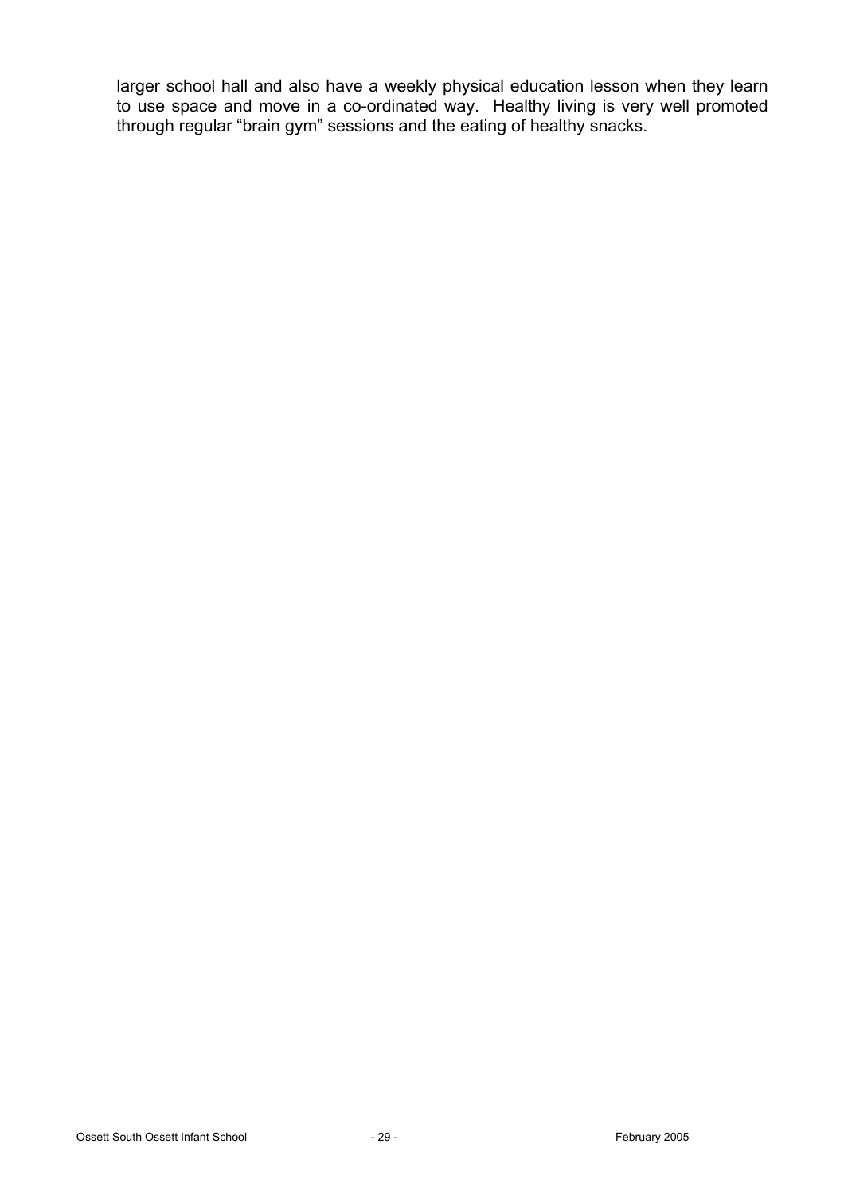larger school hall and also have a weekly physical education lesson when they learn to use space and move in a co-ordinated way. Healthy living is very well promoted through regular “brain gym” sessions and the eating of healthy snacks.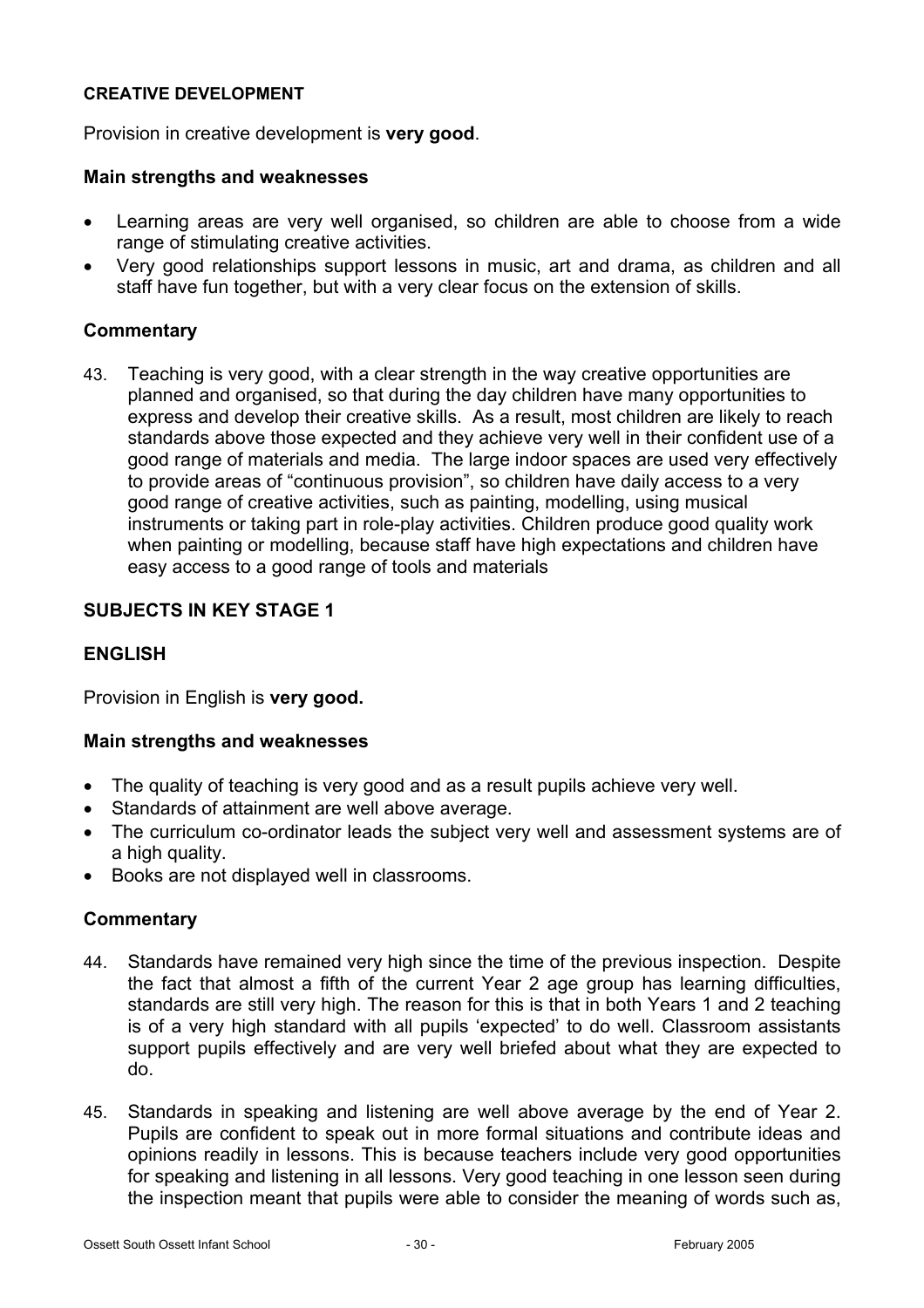**CREATIVE DEVELOPMENT**

Provision in creative development is **very good**.

**Main strengths and weaknesses**

- Learning areas are very well organised, so children are able to choose from a wide range of stimulating creative activities.
- Very good relationships support lessons in music, art and drama, as children and all staff have fun together, but with a very clear focus on the extension of skills.

**Commentary**

43. Teaching is very good, with a clear strength in the way creative opportunities are planned and organised, so that during the day children have many opportunities to express and develop their creative skills. As a result, most children are likely to reach standards above those expected and they achieve very well in their confident use of a good range of materials and media. The large indoor spaces are used very effectively to provide areas of "continuous provision", so children have daily access to a very good range of creative activities, such as painting, modelling, using musical instruments or taking part in role-play activities. Children produce good quality work when painting or modelling, because staff have high expectations and children have easy access to a good range of tools and materials

**SUBJECTS IN KEY STAGE 1**

**ENGLISH**

Provision in English is **very good.**

**Main strengths and weaknesses**

- The quality of teaching is very good and as a result pupils achieve very well.
- Standards of attainment are well above average.
- The curriculum co-ordinator leads the subject very well and assessment systems are of a high quality.
- Books are not displayed well in classrooms.

**Commentary**

44. Standards have remained very high since the time of the previous inspection. Despite the fact that almost a fifth of the current Year 2 age group has learning difficulties, standards are still very high. The reason for this is that in both Years 1 and 2 teaching is of a very high standard with all pupils 'expected' to do well. Classroom assistants support pupils effectively and are very well briefed about what they are expected to do.

45. Standards in speaking and listening are well above average by the end of Year 2. Pupils are confident to speak out in more formal situations and contribute ideas and opinions readily in lessons. This is because teachers include very good opportunities for speaking and listening in all lessons. Very good teaching in one lesson seen during the inspection meant that pupils were able to consider the meaning of words such as,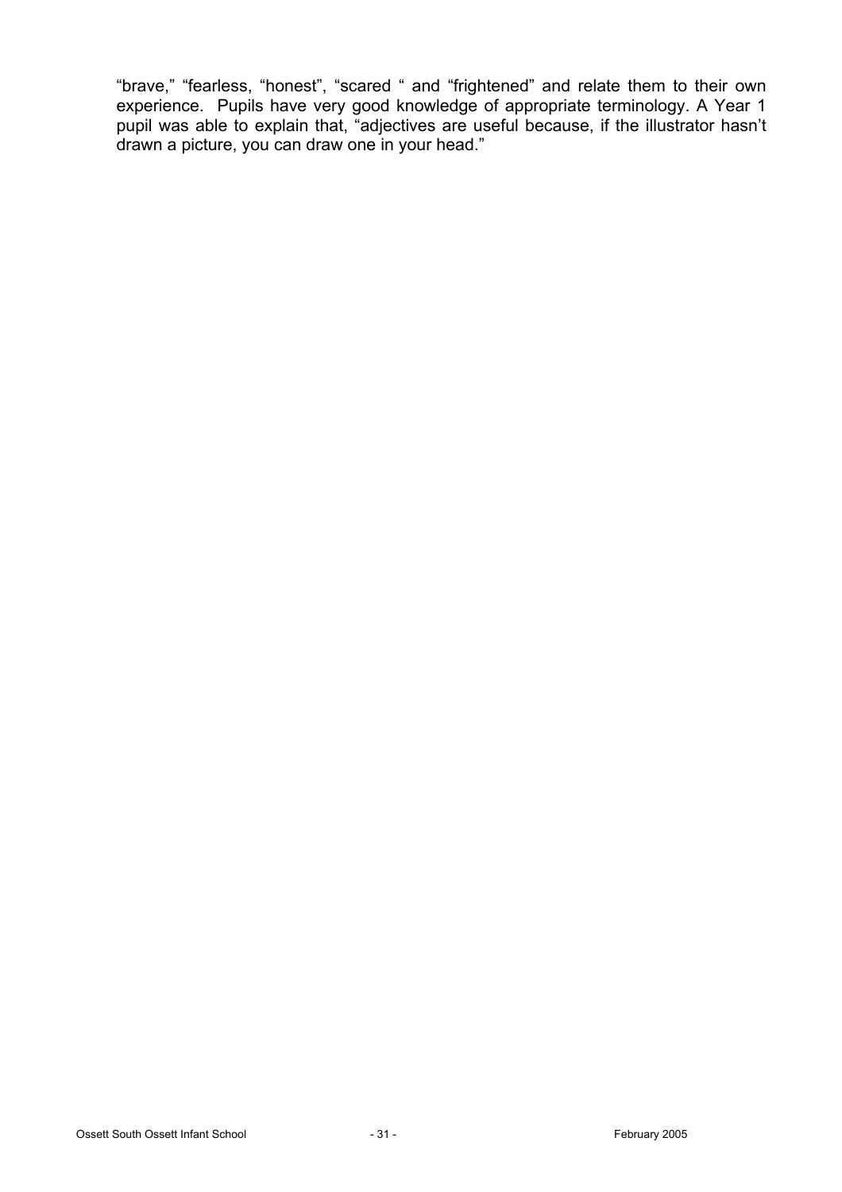"brave," "fearless, "honest", "scared " and "frightened" and relate them to their own experience. Pupils have very good knowledge of appropriate terminology. A Year 1 pupil was able to explain that, "adjectives are useful because, if the illustrator hasn't drawn a picture, you can draw one in your head."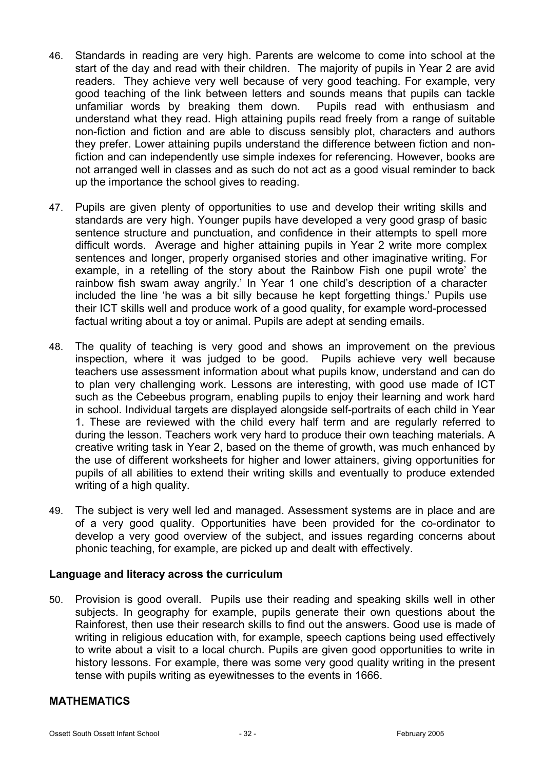46. Standards in reading are very high. Parents are welcome to come into school at the start of the day and read with their children. The majority of pupils in Year 2 are avid readers. They achieve very well because of very good teaching. For example, very good teaching of the link between letters and sounds means that pupils can tackle unfamiliar words by breaking them down. Pupils read with enthusiasm and understand what they read. High attaining pupils read freely from a range of suitable non-fiction and fiction and are able to discuss sensibly plot, characters and authors they prefer. Lower attaining pupils understand the difference between fiction and non-fiction and can independently use simple indexes for referencing. However, books are not arranged well in classes and as such do not act as a good visual reminder to back up the importance the school gives to reading.

47. Pupils are given plenty of opportunities to use and develop their writing skills and standards are very high. Younger pupils have developed a very good grasp of basic sentence structure and punctuation, and confidence in their attempts to spell more difficult words. Average and higher attaining pupils in Year 2 write more complex sentences and longer, properly organised stories and other imaginative writing. For example, in a retelling of the story about the Rainbow Fish one pupil wrote' the rainbow fish swam away angrily.' In Year 1 one child's description of a character included the line 'he was a bit silly because he kept forgetting things.' Pupils use their ICT skills well and produce work of a good quality, for example word-processed factual writing about a toy or animal. Pupils are adept at sending emails.

48. The quality of teaching is very good and shows an improvement on the previous inspection, where it was judged to be good. Pupils achieve very well because teachers use assessment information about what pupils know, understand and can do to plan very challenging work. Lessons are interesting, with good use made of ICT such as the Cebeebus program, enabling pupils to enjoy their learning and work hard in school. Individual targets are displayed alongside self-portraits of each child in Year 1. These are reviewed with the child every half term and are regularly referred to during the lesson. Teachers work very hard to produce their own teaching materials. A creative writing task in Year 2, based on the theme of growth, was much enhanced by the use of different worksheets for higher and lower attainers, giving opportunities for pupils of all abilities to extend their writing skills and eventually to produce extended writing of a high quality.

49. The subject is very well led and managed. Assessment systems are in place and are of a very good quality. Opportunities have been provided for the co-ordinator to develop a very good overview of the subject, and issues regarding concerns about phonic teaching, for example, are picked up and dealt with effectively.

### Language and literacy across the curriculum

50. Provision is good overall. Pupils use their reading and speaking skills well in other subjects. In geography for example, pupils generate their own questions about the Rainforest, then use their research skills to find out the answers. Good use is made of writing in religious education with, for example, speech captions being used effectively to write about a visit to a local church. Pupils are given good opportunities to write in history lessons. For example, there was some very good quality writing in the present tense with pupils writing as eyewitnesses to the events in 1666.

## MATHEMATICS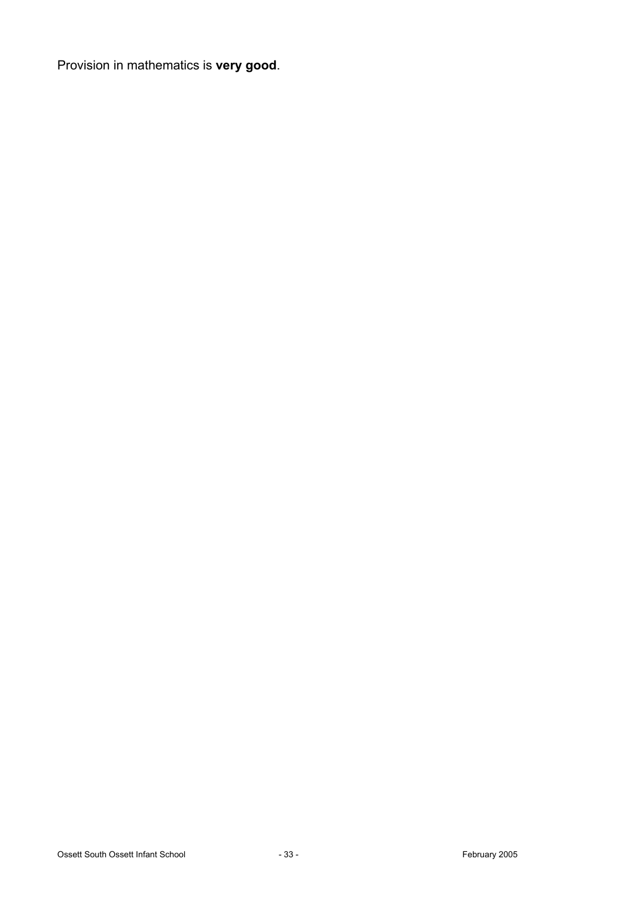Provision in mathematics is **very good**.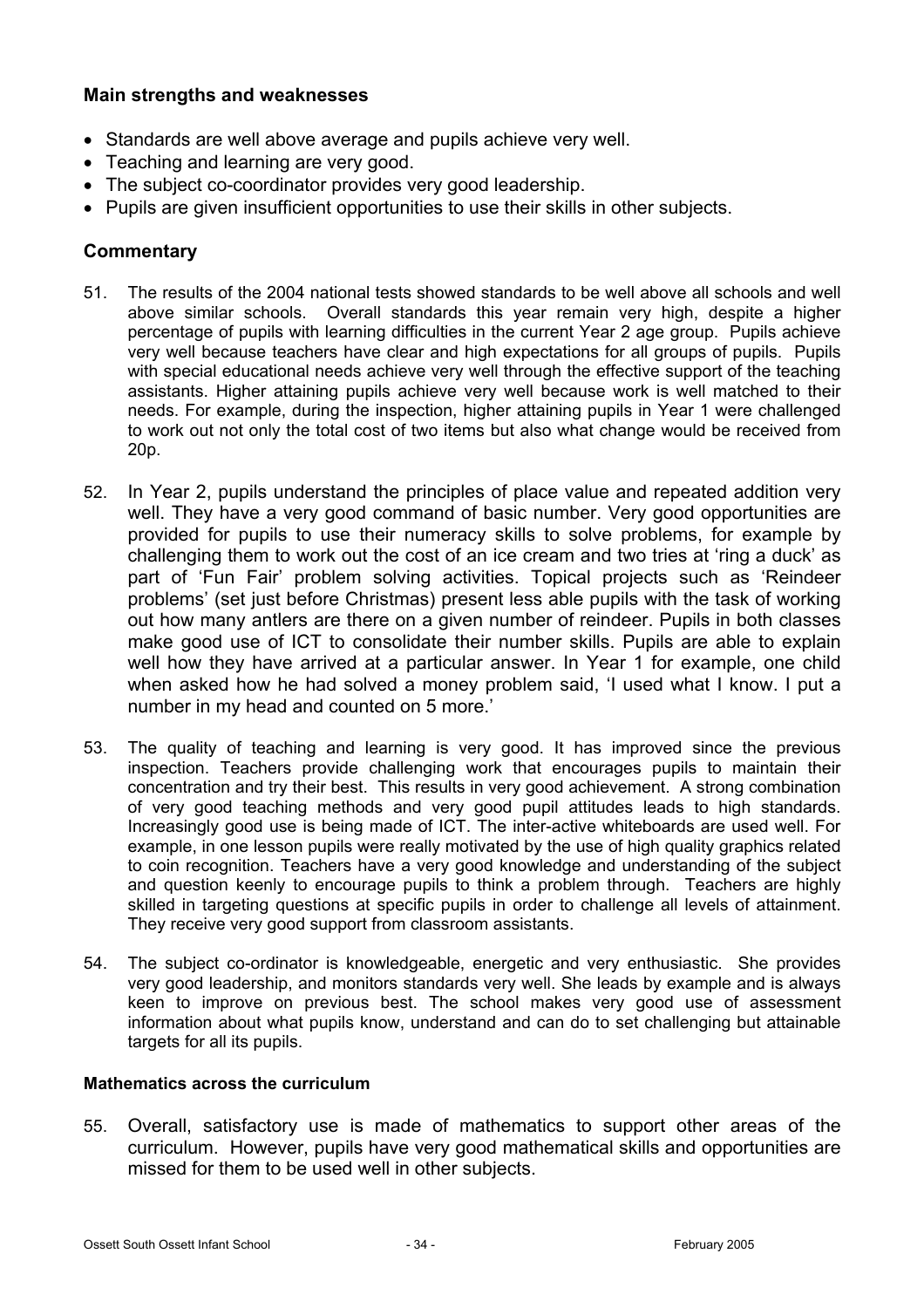### Main strengths and weaknesses

- Standards are well above average and pupils achieve very well.
- Teaching and learning are very good.
- The subject co-coordinator provides very good leadership.
- Pupils are given insufficient opportunities to use their skills in other subjects.

### Commentary

51. The results of the 2004 national tests showed standards to be well above all schools and well above similar schools. Overall standards this year remain very high, despite a higher percentage of pupils with learning difficulties in the current Year 2 age group. Pupils achieve very well because teachers have clear and high expectations for all groups of pupils. Pupils with special educational needs achieve very well through the effective support of the teaching assistants. Higher attaining pupils achieve very well because work is well matched to their needs. For example, during the inspection, higher attaining pupils in Year 1 were challenged to work out not only the total cost of two items but also what change would be received from 20p.

52. In Year 2, pupils understand the principles of place value and repeated addition very well. They have a very good command of basic number. Very good opportunities are provided for pupils to use their numeracy skills to solve problems, for example by challenging them to work out the cost of an ice cream and two tries at 'ring a duck' as part of 'Fun Fair' problem solving activities. Topical projects such as 'Reindeer problems' (set just before Christmas) present less able pupils with the task of working out how many antlers are there on a given number of reindeer. Pupils in both classes make good use of ICT to consolidate their number skills. Pupils are able to explain well how they have arrived at a particular answer. In Year 1 for example, one child when asked how he had solved a money problem said, 'I used what I know. I put a number in my head and counted on 5 more.'

53. The quality of teaching and learning is very good. It has improved since the previous inspection. Teachers provide challenging work that encourages pupils to maintain their concentration and try their best. This results in very good achievement. A strong combination of very good teaching methods and very good pupil attitudes leads to high standards. Increasingly good use is being made of ICT. The inter-active whiteboards are used well. For example, in one lesson pupils were really motivated by the use of high quality graphics related to coin recognition. Teachers have a very good knowledge and understanding of the subject and question keenly to encourage pupils to think a problem through. Teachers are highly skilled in targeting questions at specific pupils in order to challenge all levels of attainment. They receive very good support from classroom assistants.

54. The subject co-ordinator is knowledgeable, energetic and very enthusiastic. She provides very good leadership, and monitors standards very well. She leads by example and is always keen to improve on previous best. The school makes very good use of assessment information about what pupils know, understand and can do to set challenging but attainable targets for all its pupils.

#### Mathematics across the curriculum

55. Overall, satisfactory use is made of mathematics to support other areas of the curriculum. However, pupils have very good mathematical skills and opportunities are missed for them to be used well in other subjects.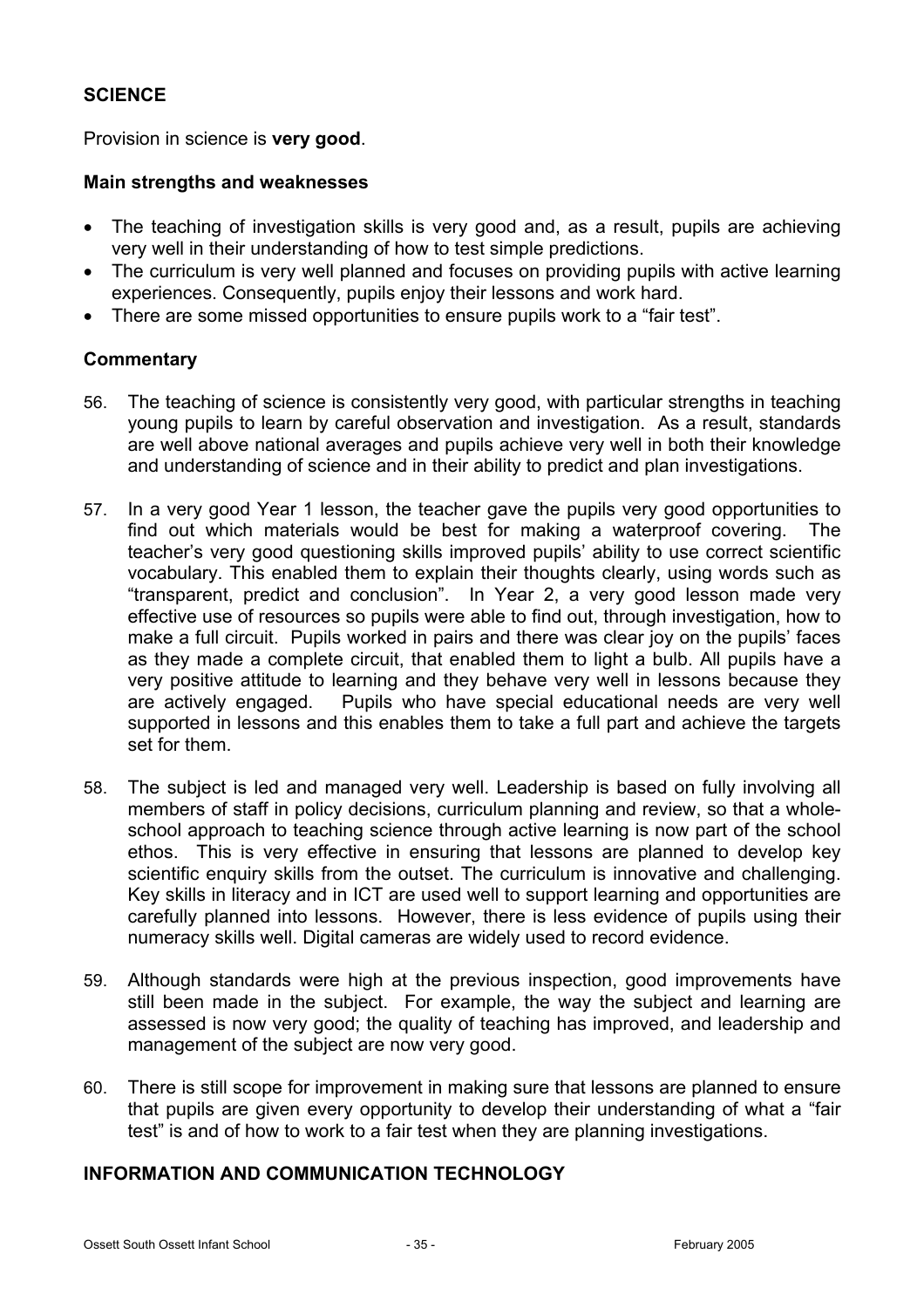## SCIENCE

Provision in science is **very good**.

### Main strengths and weaknesses

- The teaching of investigation skills is very good and, as a result, pupils are achieving very well in their understanding of how to test simple predictions.
- The curriculum is very well planned and focuses on providing pupils with active learning experiences. Consequently, pupils enjoy their lessons and work hard.
- There are some missed opportunities to ensure pupils work to a "fair test".

### Commentary

56. The teaching of science is consistently very good, with particular strengths in teaching young pupils to learn by careful observation and investigation. As a result, standards are well above national averages and pupils achieve very well in both their knowledge and understanding of science and in their ability to predict and plan investigations.

57. In a very good Year 1 lesson, the teacher gave the pupils very good opportunities to find out which materials would be best for making a waterproof covering. The teacher's very good questioning skills improved pupils' ability to use correct scientific vocabulary. This enabled them to explain their thoughts clearly, using words such as "transparent, predict and conclusion". In Year 2, a very good lesson made very effective use of resources so pupils were able to find out, through investigation, how to make a full circuit. Pupils worked in pairs and there was clear joy on the pupils' faces as they made a complete circuit, that enabled them to light a bulb. All pupils have a very positive attitude to learning and they behave very well in lessons because they are actively engaged. Pupils who have special educational needs are very well supported in lessons and this enables them to take a full part and achieve the targets set for them.

58. The subject is led and managed very well. Leadership is based on fully involving all members of staff in policy decisions, curriculum planning and review, so that a whole-school approach to teaching science through active learning is now part of the school ethos. This is very effective in ensuring that lessons are planned to develop key scientific enquiry skills from the outset. The curriculum is innovative and challenging. Key skills in literacy and in ICT are used well to support learning and opportunities are carefully planned into lessons. However, there is less evidence of pupils using their numeracy skills well. Digital cameras are widely used to record evidence.

59. Although standards were high at the previous inspection, good improvements have still been made in the subject. For example, the way the subject and learning are assessed is now very good; the quality of teaching has improved, and leadership and management of the subject are now very good.

60. There is still scope for improvement in making sure that lessons are planned to ensure that pupils are given every opportunity to develop their understanding of what a "fair test" is and of how to work to a fair test when they are planning investigations.

## INFORMATION AND COMMUNICATION TECHNOLOGY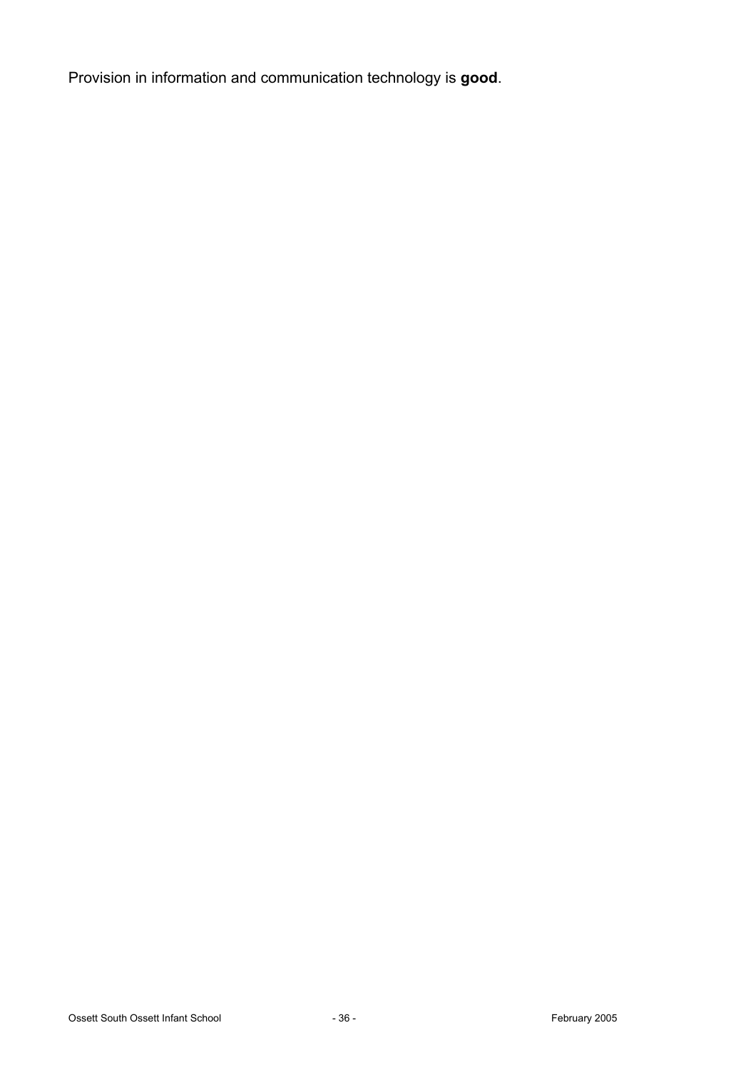Provision in information and communication technology is **good**.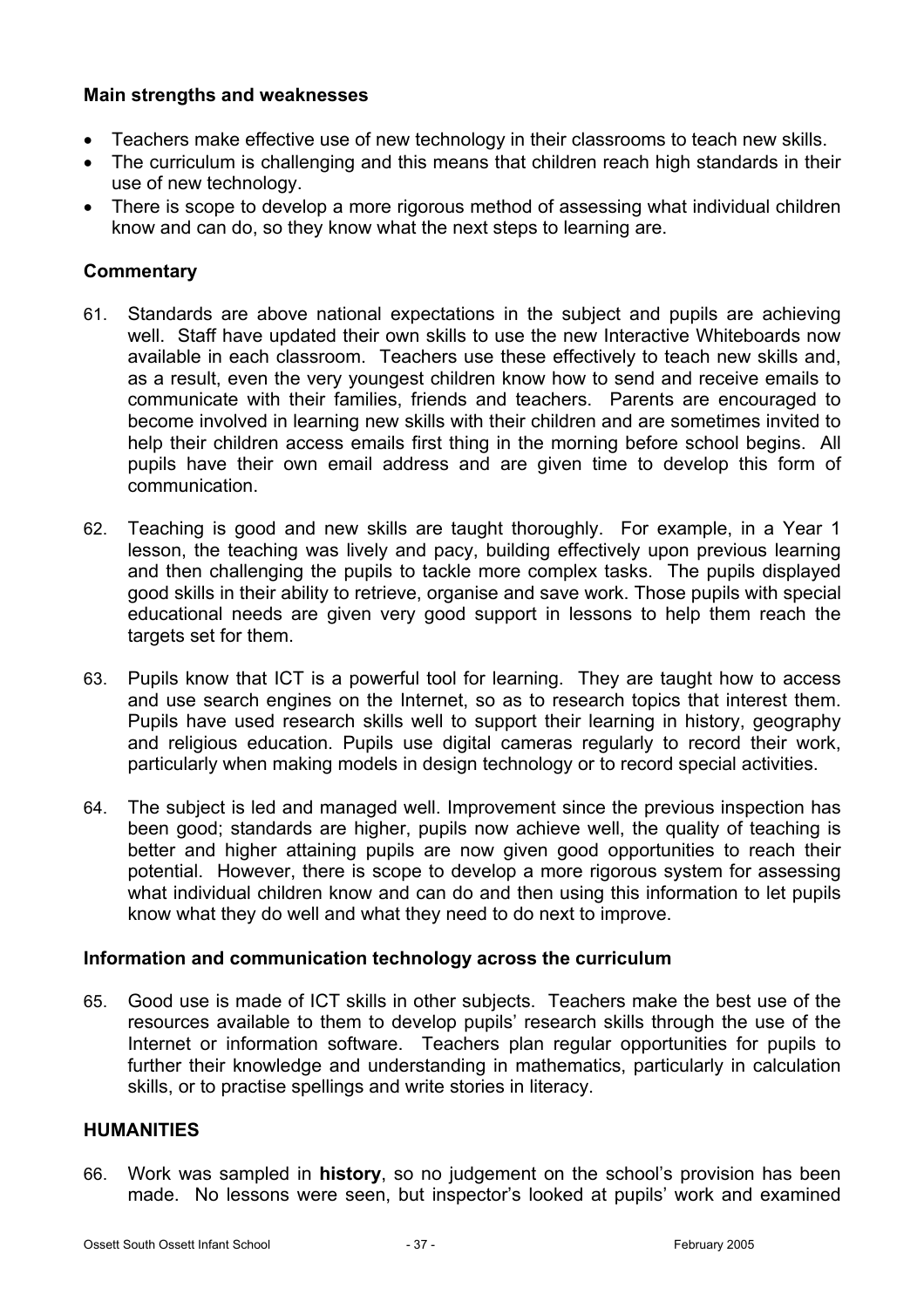### Main strengths and weaknesses

- Teachers make effective use of new technology in their classrooms to teach new skills.
- The curriculum is challenging and this means that children reach high standards in their use of new technology.
- There is scope to develop a more rigorous method of assessing what individual children know and can do, so they know what the next steps to learning are.

### Commentary

61. Standards are above national expectations in the subject and pupils are achieving well. Staff have updated their own skills to use the new Interactive Whiteboards now available in each classroom. Teachers use these effectively to teach new skills and, as a result, even the very youngest children know how to send and receive emails to communicate with their families, friends and teachers. Parents are encouraged to become involved in learning new skills with their children and are sometimes invited to help their children access emails first thing in the morning before school begins. All pupils have their own email address and are given time to develop this form of communication.

62. Teaching is good and new skills are taught thoroughly. For example, in a Year 1 lesson, the teaching was lively and pacy, building effectively upon previous learning and then challenging the pupils to tackle more complex tasks. The pupils displayed good skills in their ability to retrieve, organise and save work. Those pupils with special educational needs are given very good support in lessons to help them reach the targets set for them.

63. Pupils know that ICT is a powerful tool for learning. They are taught how to access and use search engines on the Internet, so as to research topics that interest them. Pupils have used research skills well to support their learning in history, geography and religious education. Pupils use digital cameras regularly to record their work, particularly when making models in design technology or to record special activities.

64. The subject is led and managed well. Improvement since the previous inspection has been good; standards are higher, pupils now achieve well, the quality of teaching is better and higher attaining pupils are now given good opportunities to reach their potential. However, there is scope to develop a more rigorous system for assessing what individual children know and can do and then using this information to let pupils know what they do well and what they need to do next to improve.

### Information and communication technology across the curriculum

65. Good use is made of ICT skills in other subjects. Teachers make the best use of the resources available to them to develop pupils' research skills through the use of the Internet or information software. Teachers plan regular opportunities for pupils to further their knowledge and understanding in mathematics, particularly in calculation skills, or to practise spellings and write stories in literacy.

## HUMANITIES

66. Work was sampled in **history**, so no judgement on the school's provision has been made. No lessons were seen, but inspector's looked at pupils' work and examined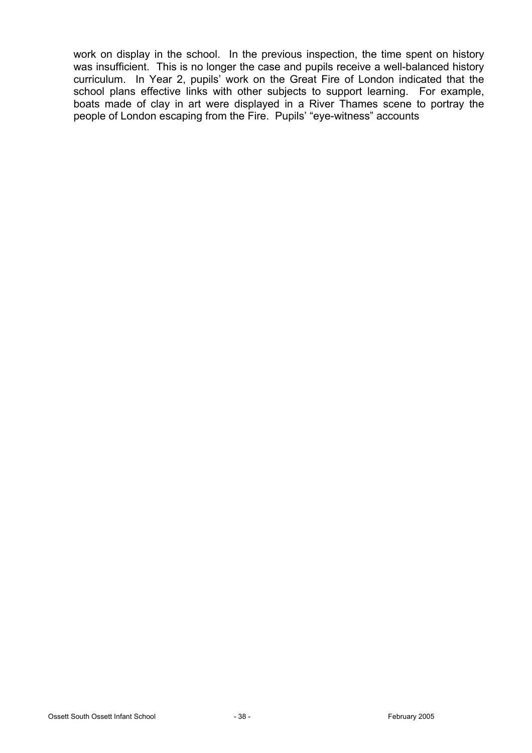work on display in the school. In the previous inspection, the time spent on history was insufficient. This is no longer the case and pupils receive a well-balanced history curriculum. In Year 2, pupils' work on the Great Fire of London indicated that the school plans effective links with other subjects to support learning. For example, boats made of clay in art were displayed in a River Thames scene to portray the people of London escaping from the Fire. Pupils' "eye-witness" accounts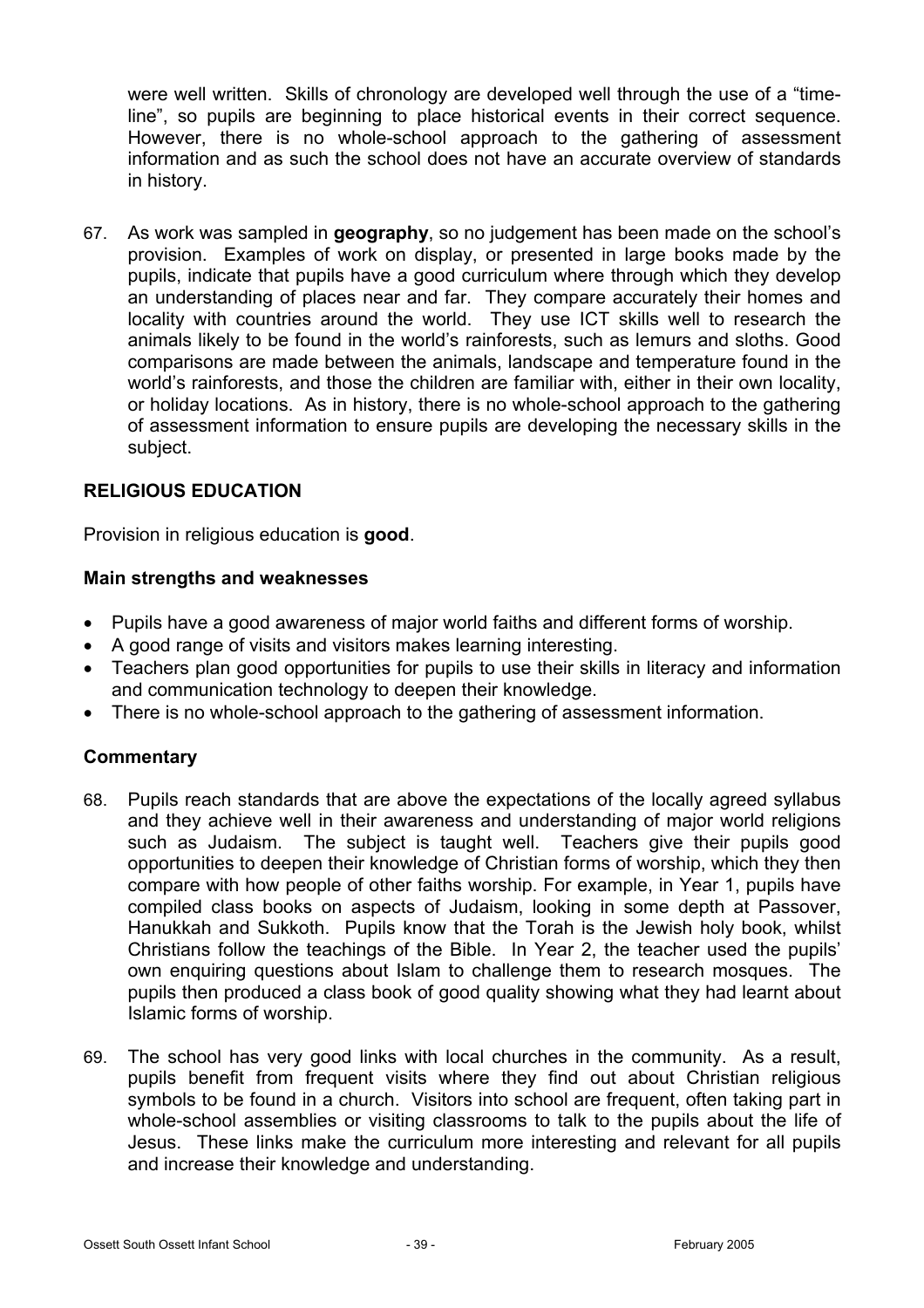were well written. Skills of chronology are developed well through the use of a "time-line", so pupils are beginning to place historical events in their correct sequence. However, there is no whole-school approach to the gathering of assessment information and as such the school does not have an accurate overview of standards in history.

67. As work was sampled in **geography**, so no judgement has been made on the school's provision. Examples of work on display, or presented in large books made by the pupils, indicate that pupils have a good curriculum where through which they develop an understanding of places near and far. They compare accurately their homes and locality with countries around the world. They use ICT skills well to research the animals likely to be found in the world's rainforests, such as lemurs and sloths. Good comparisons are made between the animals, landscape and temperature found in the world's rainforests, and those the children are familiar with, either in their own locality, or holiday locations. As in history, there is no whole-school approach to the gathering of assessment information to ensure pupils are developing the necessary skills in the subject.

## RELIGIOUS EDUCATION

Provision in religious education is **good**.

### Main strengths and weaknesses

- Pupils have a good awareness of major world faiths and different forms of worship.
- A good range of visits and visitors makes learning interesting.
- Teachers plan good opportunities for pupils to use their skills in literacy and information and communication technology to deepen their knowledge.
- There is no whole-school approach to the gathering of assessment information.

### Commentary

68. Pupils reach standards that are above the expectations of the locally agreed syllabus and they achieve well in their awareness and understanding of major world religions such as Judaism. The subject is taught well. Teachers give their pupils good opportunities to deepen their knowledge of Christian forms of worship, which they then compare with how people of other faiths worship. For example, in Year 1, pupils have compiled class books on aspects of Judaism, looking in some depth at Passover, Hanukkah and Sukkoth. Pupils know that the Torah is the Jewish holy book, whilst Christians follow the teachings of the Bible. In Year 2, the teacher used the pupils' own enquiring questions about Islam to challenge them to research mosques. The pupils then produced a class book of good quality showing what they had learnt about Islamic forms of worship.

69. The school has very good links with local churches in the community. As a result, pupils benefit from frequent visits where they find out about Christian religious symbols to be found in a church. Visitors into school are frequent, often taking part in whole-school assemblies or visiting classrooms to talk to the pupils about the life of Jesus. These links make the curriculum more interesting and relevant for all pupils and increase their knowledge and understanding.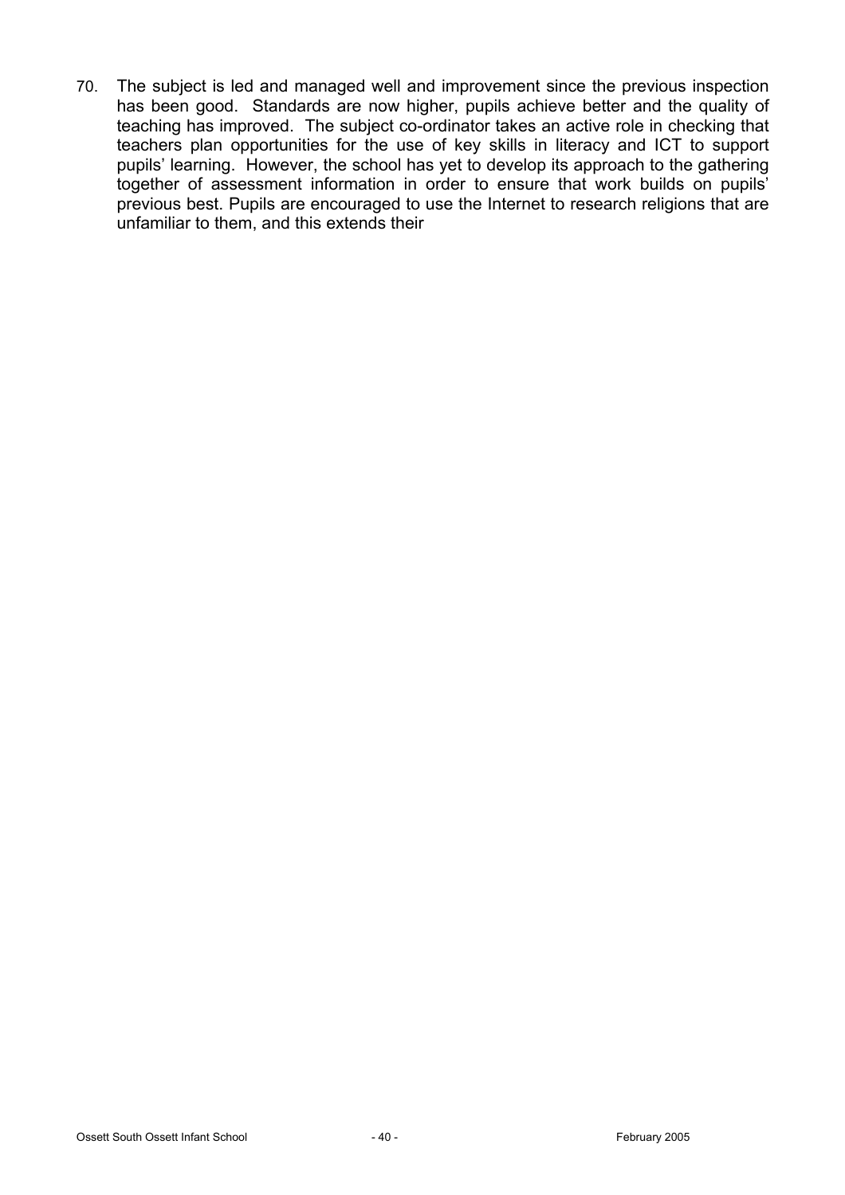70. The subject is led and managed well and improvement since the previous inspection has been good. Standards are now higher, pupils achieve better and the quality of teaching has improved. The subject co-ordinator takes an active role in checking that teachers plan opportunities for the use of key skills in literacy and ICT to support pupils' learning. However, the school has yet to develop its approach to the gathering together of assessment information in order to ensure that work builds on pupils' previous best. Pupils are encouraged to use the Internet to research religions that are unfamiliar to them, and this extends their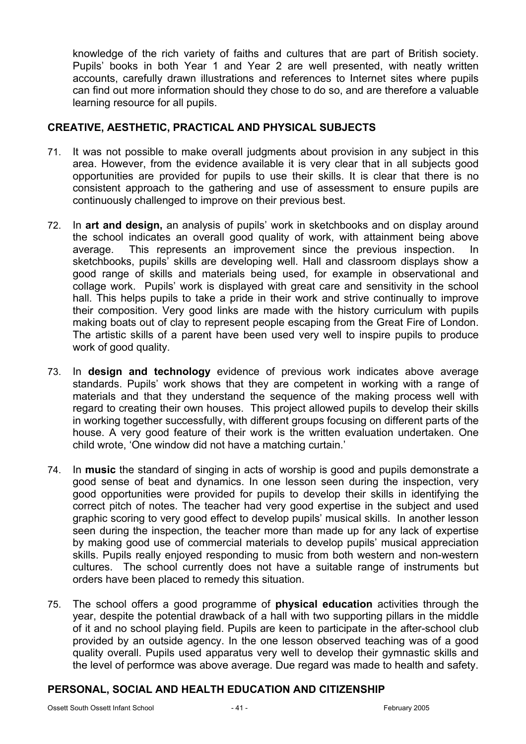knowledge of the rich variety of faiths and cultures that are part of British society. Pupils' books in both Year 1 and Year 2 are well presented, with neatly written accounts, carefully drawn illustrations and references to Internet sites where pupils can find out more information should they chose to do so, and are therefore a valuable learning resource for all pupils.

## CREATIVE, AESTHETIC, PRACTICAL AND PHYSICAL SUBJECTS

71. It was not possible to make overall judgments about provision in any subject in this area. However, from the evidence available it is very clear that in all subjects good opportunities are provided for pupils to use their skills. It is clear that there is no consistent approach to the gathering and use of assessment to ensure pupils are continuously challenged to improve on their previous best.

72. In **art and design,** an analysis of pupils' work in sketchbooks and on display around the school indicates an overall good quality of work, with attainment being above average. This represents an improvement since the previous inspection. In sketchbooks, pupils' skills are developing well. Hall and classroom displays show a good range of skills and materials being used, for example in observational and collage work. Pupils' work is displayed with great care and sensitivity in the school hall. This helps pupils to take a pride in their work and strive continually to improve their composition. Very good links are made with the history curriculum with pupils making boats out of clay to represent people escaping from the Great Fire of London. The artistic skills of a parent have been used very well to inspire pupils to produce work of good quality.

73. In **design and technology** evidence of previous work indicates above average standards. Pupils' work shows that they are competent in working with a range of materials and that they understand the sequence of the making process well with regard to creating their own houses. This project allowed pupils to develop their skills in working together successfully, with different groups focusing on different parts of the house. A very good feature of their work is the written evaluation undertaken. One child wrote, 'One window did not have a matching curtain.'

74. In **music** the standard of singing in acts of worship is good and pupils demonstrate a good sense of beat and dynamics. In one lesson seen during the inspection, very good opportunities were provided for pupils to develop their skills in identifying the correct pitch of notes. The teacher had very good expertise in the subject and used graphic scoring to very good effect to develop pupils' musical skills. In another lesson seen during the inspection, the teacher more than made up for any lack of expertise by making good use of commercial materials to develop pupils' musical appreciation skills. Pupils really enjoyed responding to music from both western and non-western cultures. The school currently does not have a suitable range of instruments but orders have been placed to remedy this situation.

75. The school offers a good programme of **physical education** activities through the year, despite the potential drawback of a hall with two supporting pillars in the middle of it and no school playing field. Pupils are keen to participate in the after-school club provided by an outside agency. In the one lesson observed teaching was of a good quality overall. Pupils used apparatus very well to develop their gymnastic skills and the level of performce was above average. Due regard was made to health and safety.

## PERSONAL, SOCIAL AND HEALTH EDUCATION AND CITIZENSHIP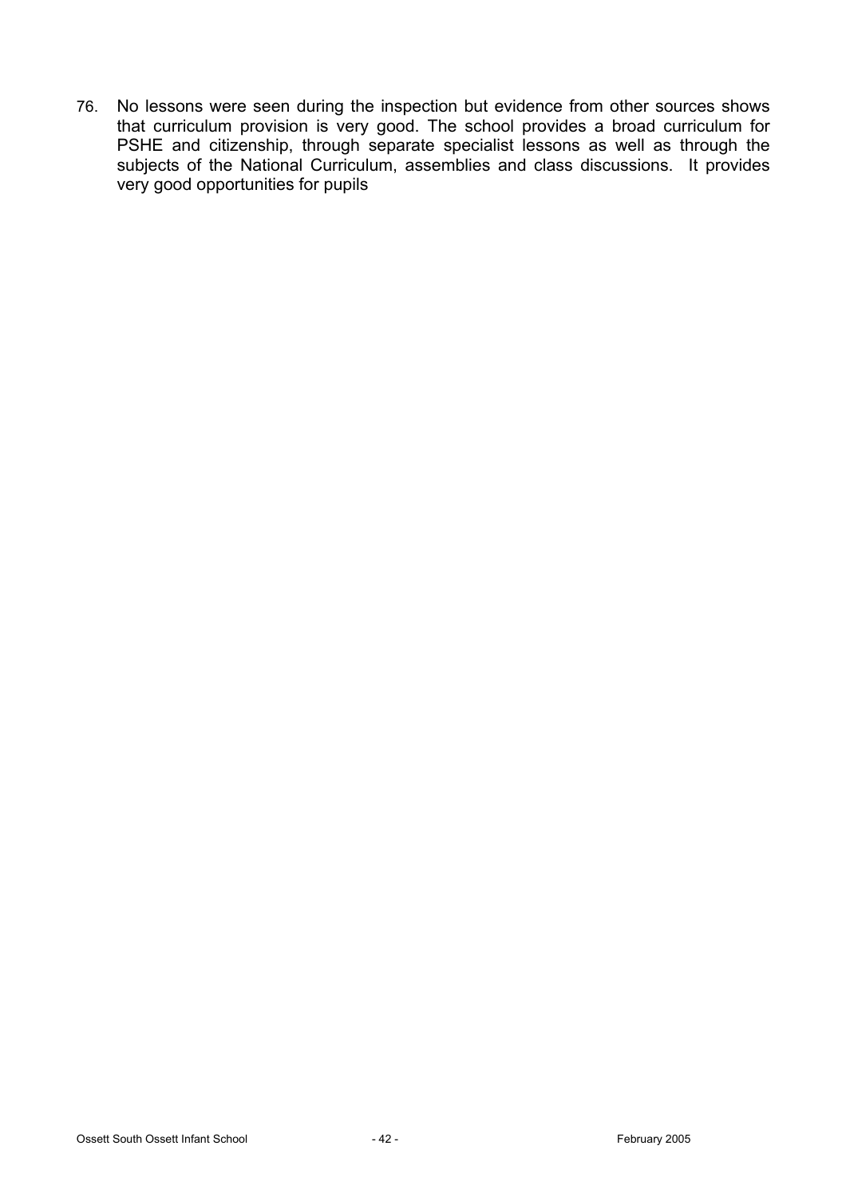76. No lessons were seen during the inspection but evidence from other sources shows that curriculum provision is very good. The school provides a broad curriculum for PSHE and citizenship, through separate specialist lessons as well as through the subjects of the National Curriculum, assemblies and class discussions. It provides very good opportunities for pupils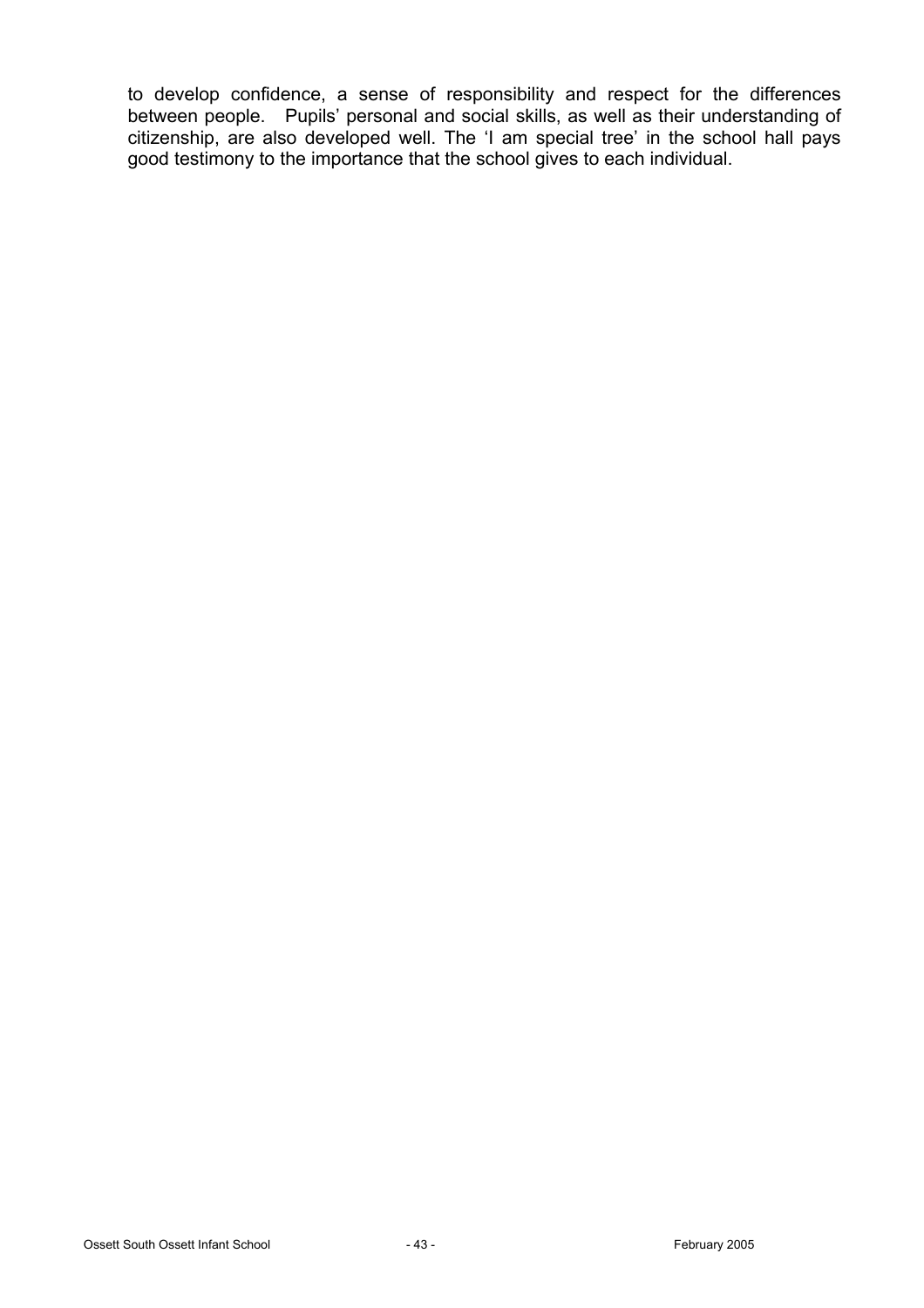to develop confidence, a sense of responsibility and respect for the differences between people. Pupils' personal and social skills, as well as their understanding of citizenship, are also developed well. The 'I am special tree' in the school hall pays good testimony to the importance that the school gives to each individual.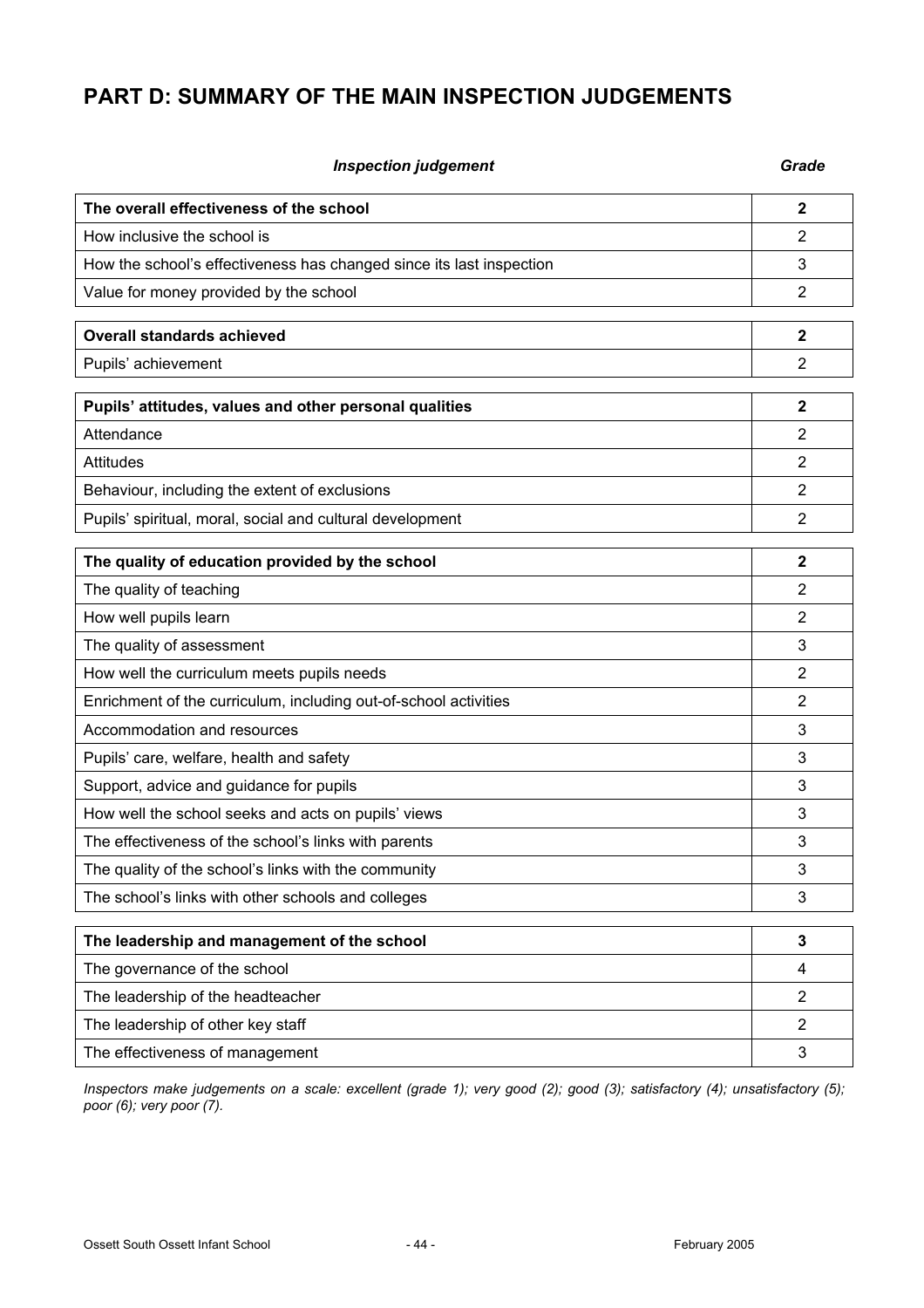# PART D: SUMMARY OF THE MAIN INSPECTION JUDGEMENTS

| *Inspection judgement* | *Grade* |
|---|---|
| **The overall effectiveness of the school** | **2** |
| How inclusive the school is | 2 |
| How the school's effectiveness has changed since its last inspection | 3 |
| Value for money provided by the school | 2 |
| **Overall standards achieved** | **2** |
| Pupils' achievement | 2 |
| **Pupils' attitudes, values and other personal qualities** | **2** |
| Attendance | 2 |
| Attitudes | 2 |
| Behaviour, including the extent of exclusions | 2 |
| Pupils' spiritual, moral, social and cultural development | 2 |
| **The quality of education provided by the school** | **2** |
| The quality of teaching | 2 |
| How well pupils learn | 2 |
| The quality of assessment | 3 |
| How well the curriculum meets pupils needs | 2 |
| Enrichment of the curriculum, including out-of-school activities | 2 |
| Accommodation and resources | 3 |
| Pupils' care, welfare, health and safety | 3 |
| Support, advice and guidance for pupils | 3 |
| How well the school seeks and acts on pupils' views | 3 |
| The effectiveness of the school's links with parents | 3 |
| The quality of the school's links with the community | 3 |
| The school's links with other schools and colleges | 3 |
| **The leadership and management of the school** | **3** |
| The governance of the school | 4 |
| The leadership of the headteacher | 2 |
| The leadership of other key staff | 2 |
| The effectiveness of management | 3 |

*Inspectors make judgements on a scale: excellent (grade 1); very good (2); good (3); satisfactory (4); unsatisfactory (5); poor (6); very poor (7).*